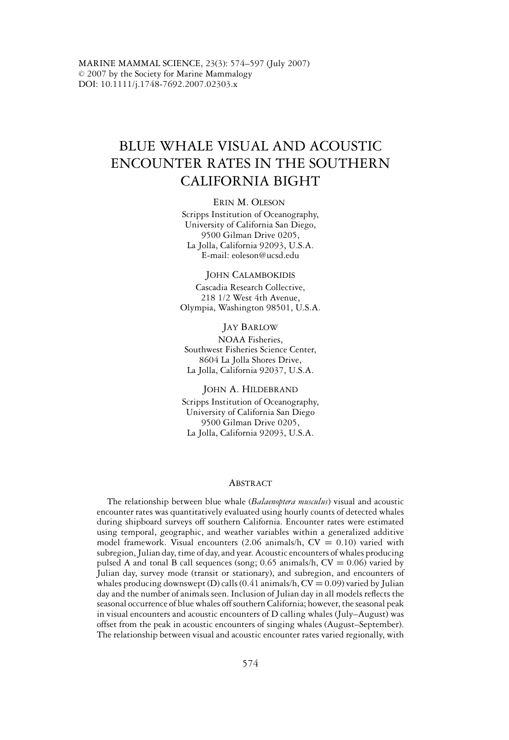MARINE MAMMAL SCIENCE, 23(3): 574–597 (July 2007)
© 2007 by the Society for Marine Mammalogy
DOI: 10.1111/j.1748-7692.2007.02303.x

# BLUE WHALE VISUAL AND ACOUSTIC ENCOUNTER RATES IN THE SOUTHERN CALIFORNIA BIGHT

ERIN M. OLESON
Scripps Institution of Oceanography,
University of California San Diego,
9500 Gilman Drive 0205,
La Jolla, California 92093, U.S.A.
E-mail: eoleson@ucsd.edu

JOHN CALAMBOKIDIS
Cascadia Research Collective,
218 1/2 West 4th Avenue,
Olympia, Washington 98501, U.S.A.

JAY BARLOW
NOAA Fisheries,
Southwest Fisheries Science Center,
8604 La Jolla Shores Drive,
La Jolla, California 92037, U.S.A.

JOHN A. HILDEBRAND
Scripps Institution of Oceanography,
University of California San Diego
9500 Gilman Drive 0205,
La Jolla, California 92093, U.S.A.

## ABSTRACT

The relationship between blue whale (*Balaenoptera musculus*) visual and acoustic encounter rates was quantitatively evaluated using hourly counts of detected whales during shipboard surveys off southern California. Encounter rates were estimated using temporal, geographic, and weather variables within a generalized additive model framework. Visual encounters (2.06 animals/h, CV = 0.10) varied with subregion, Julian day, time of day, and year. Acoustic encounters of whales producing pulsed A and tonal B call sequences (song; 0.65 animals/h, CV = 0.06) varied by Julian day, survey mode (transit or stationary), and subregion, and encounters of whales producing downswept (D) calls (0.41 animals/h, CV = 0.09) varied by Julian day and the number of animals seen. Inclusion of Julian day in all models reflects the seasonal occurrence of blue whales off southern California; however, the seasonal peak in visual encounters and acoustic encounters of D calling whales (July–August) was offset from the peak in acoustic encounters of singing whales (August–September). The relationship between visual and acoustic encounter rates varied regionally, with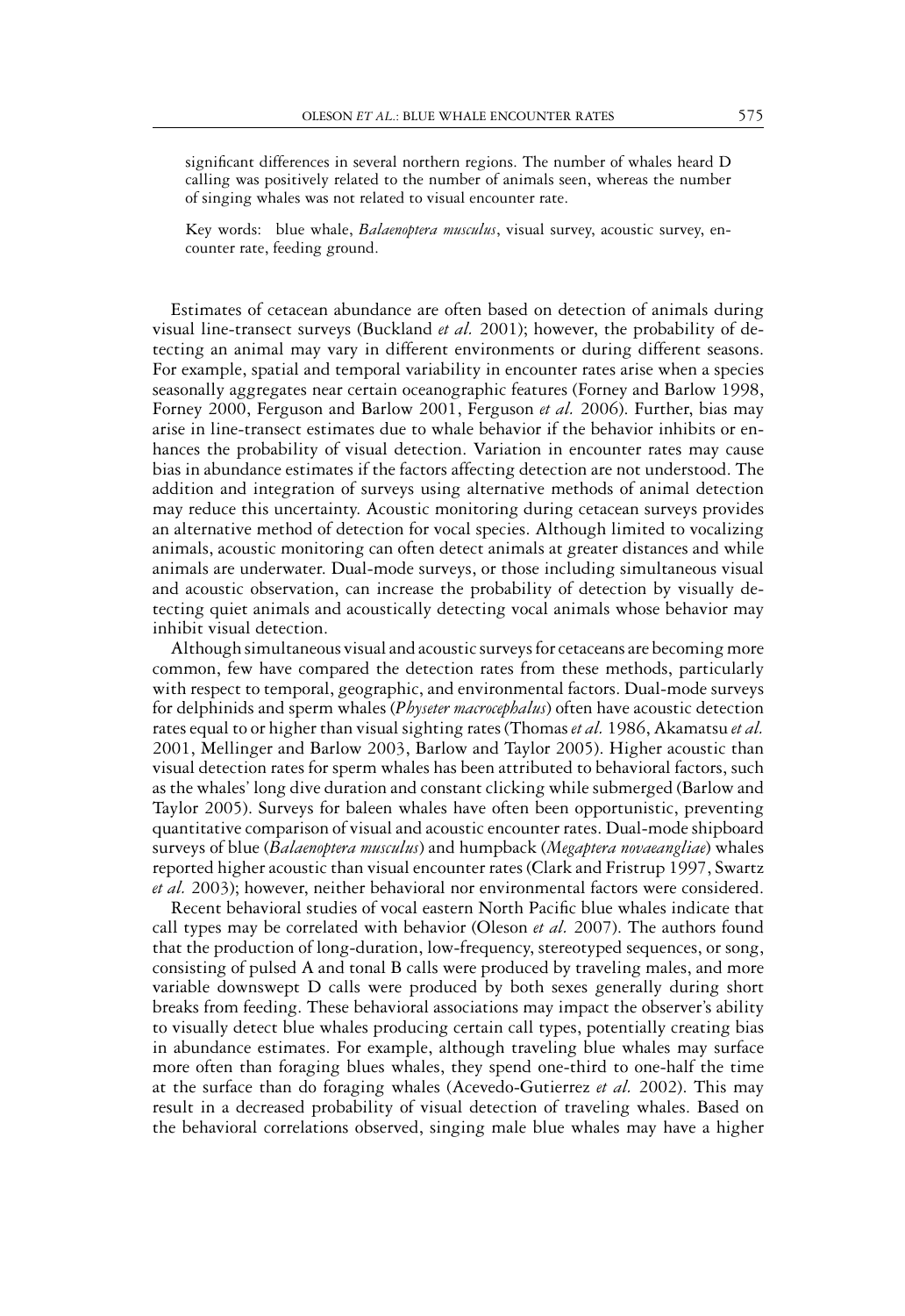significant differences in several northern regions. The number of whales heard D calling was positively related to the number of animals seen, whereas the number of singing whales was not related to visual encounter rate.

Key words: blue whale, *Balaenoptera musculus*, visual survey, acoustic survey, encounter rate, feeding ground.

Estimates of cetacean abundance are often based on detection of animals during visual line-transect surveys (Buckland *et al.* 2001); however, the probability of detecting an animal may vary in different environments or during different seasons. For example, spatial and temporal variability in encounter rates arise when a species seasonally aggregates near certain oceanographic features (Forney and Barlow 1998, Forney 2000, Ferguson and Barlow 2001, Ferguson *et al.* 2006). Further, bias may arise in line-transect estimates due to whale behavior if the behavior inhibits or enhances the probability of visual detection. Variation in encounter rates may cause bias in abundance estimates if the factors affecting detection are not understood. The addition and integration of surveys using alternative methods of animal detection may reduce this uncertainty. Acoustic monitoring during cetacean surveys provides an alternative method of detection for vocal species. Although limited to vocalizing animals, acoustic monitoring can often detect animals at greater distances and while animals are underwater. Dual-mode surveys, or those including simultaneous visual and acoustic observation, can increase the probability of detection by visually detecting quiet animals and acoustically detecting vocal animals whose behavior may inhibit visual detection.

Although simultaneous visual and acoustic surveys for cetaceans are becoming more common, few have compared the detection rates from these methods, particularly with respect to temporal, geographic, and environmental factors. Dual-mode surveys for delphinids and sperm whales (*Physeter macrocephalus*) often have acoustic detection rates equal to or higher than visual sighting rates (Thomas *et al.* 1986, Akamatsu *et al.* 2001, Mellinger and Barlow 2003, Barlow and Taylor 2005). Higher acoustic than visual detection rates for sperm whales has been attributed to behavioral factors, such as the whales' long dive duration and constant clicking while submerged (Barlow and Taylor 2005). Surveys for baleen whales have often been opportunistic, preventing quantitative comparison of visual and acoustic encounter rates. Dual-mode shipboard surveys of blue (*Balaenoptera musculus*) and humpback (*Megaptera novaeangliae*) whales reported higher acoustic than visual encounter rates (Clark and Fristrup 1997, Swartz *et al.* 2003); however, neither behavioral nor environmental factors were considered.

Recent behavioral studies of vocal eastern North Pacific blue whales indicate that call types may be correlated with behavior (Oleson *et al.* 2007). The authors found that the production of long-duration, low-frequency, stereotyped sequences, or song, consisting of pulsed A and tonal B calls were produced by traveling males, and more variable downswept D calls were produced by both sexes generally during short breaks from feeding. These behavioral associations may impact the observer's ability to visually detect blue whales producing certain call types, potentially creating bias in abundance estimates. For example, although traveling blue whales may surface more often than foraging blues whales, they spend one-third to one-half the time at the surface than do foraging whales (Acevedo-Gutierrez *et al.* 2002). This may result in a decreased probability of visual detection of traveling whales. Based on the behavioral correlations observed, singing male blue whales may have a higher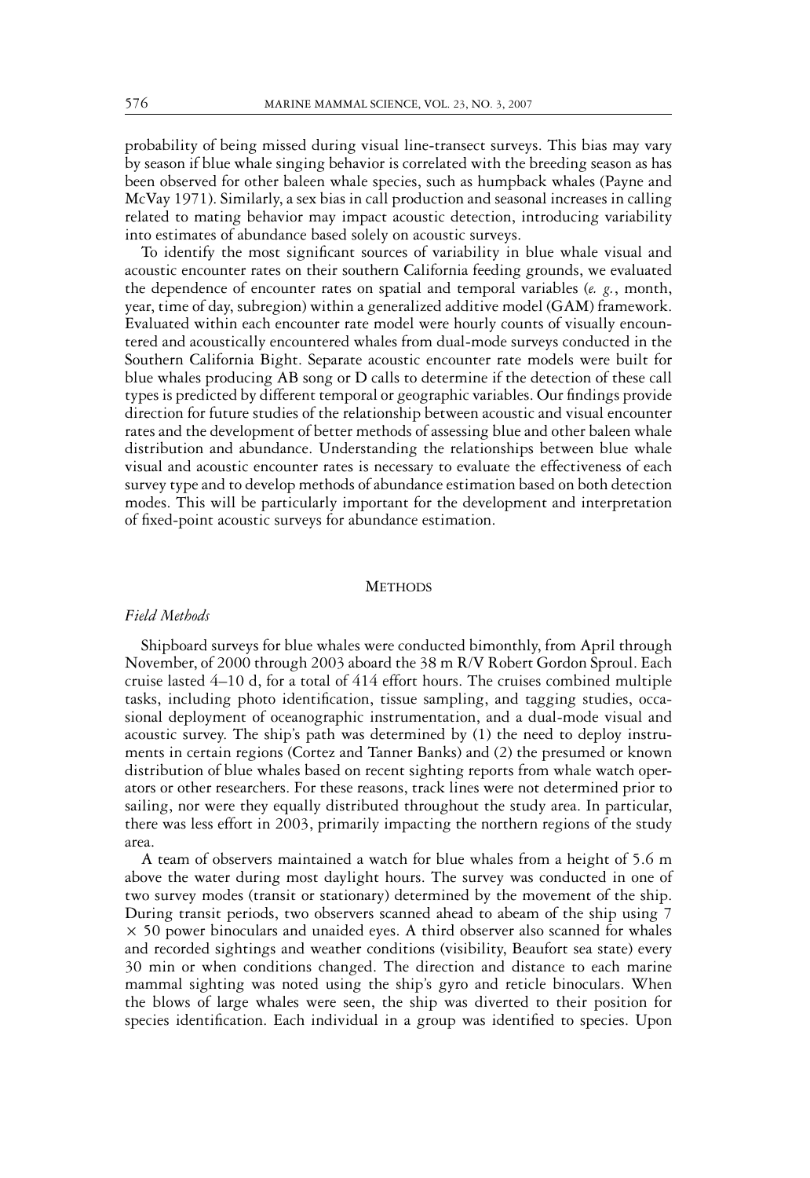probability of being missed during visual line-transect surveys. This bias may vary by season if blue whale singing behavior is correlated with the breeding season as has been observed for other baleen whale species, such as humpback whales (Payne and McVay 1971). Similarly, a sex bias in call production and seasonal increases in calling related to mating behavior may impact acoustic detection, introducing variability into estimates of abundance based solely on acoustic surveys.

To identify the most significant sources of variability in blue whale visual and acoustic encounter rates on their southern California feeding grounds, we evaluated the dependence of encounter rates on spatial and temporal variables (*e. g.*, month, year, time of day, subregion) within a generalized additive model (GAM) framework. Evaluated within each encounter rate model were hourly counts of visually encountered and acoustically encountered whales from dual-mode surveys conducted in the Southern California Bight. Separate acoustic encounter rate models were built for blue whales producing AB song or D calls to determine if the detection of these call types is predicted by different temporal or geographic variables. Our findings provide direction for future studies of the relationship between acoustic and visual encounter rates and the development of better methods of assessing blue and other baleen whale distribution and abundance. Understanding the relationships between blue whale visual and acoustic encounter rates is necessary to evaluate the effectiveness of each survey type and to develop methods of abundance estimation based on both detection modes. This will be particularly important for the development and interpretation of fixed-point acoustic surveys for abundance estimation.

## Methods

### *Field Methods*

Shipboard surveys for blue whales were conducted bimonthly, from April through November, of 2000 through 2003 aboard the 38 m R/V Robert Gordon Sproul. Each cruise lasted 4–10 d, for a total of 414 effort hours. The cruises combined multiple tasks, including photo identification, tissue sampling, and tagging studies, occasional deployment of oceanographic instrumentation, and a dual-mode visual and acoustic survey. The ship's path was determined by (1) the need to deploy instruments in certain regions (Cortez and Tanner Banks) and (2) the presumed or known distribution of blue whales based on recent sighting reports from whale watch operators or other researchers. For these reasons, track lines were not determined prior to sailing, nor were they equally distributed throughout the study area. In particular, there was less effort in 2003, primarily impacting the northern regions of the study area.

A team of observers maintained a watch for blue whales from a height of 5.6 m above the water during most daylight hours. The survey was conducted in one of two survey modes (transit or stationary) determined by the movement of the ship. During transit periods, two observers scanned ahead to abeam of the ship using 7 $\times$ 50 power binoculars and unaided eyes. A third observer also scanned for whales and recorded sightings and weather conditions (visibility, Beaufort sea state) every 30 min or when conditions changed. The direction and distance to each marine mammal sighting was noted using the ship's gyro and reticle binoculars. When the blows of large whales were seen, the ship was diverted to their position for species identification. Each individual in a group was identified to species. Upon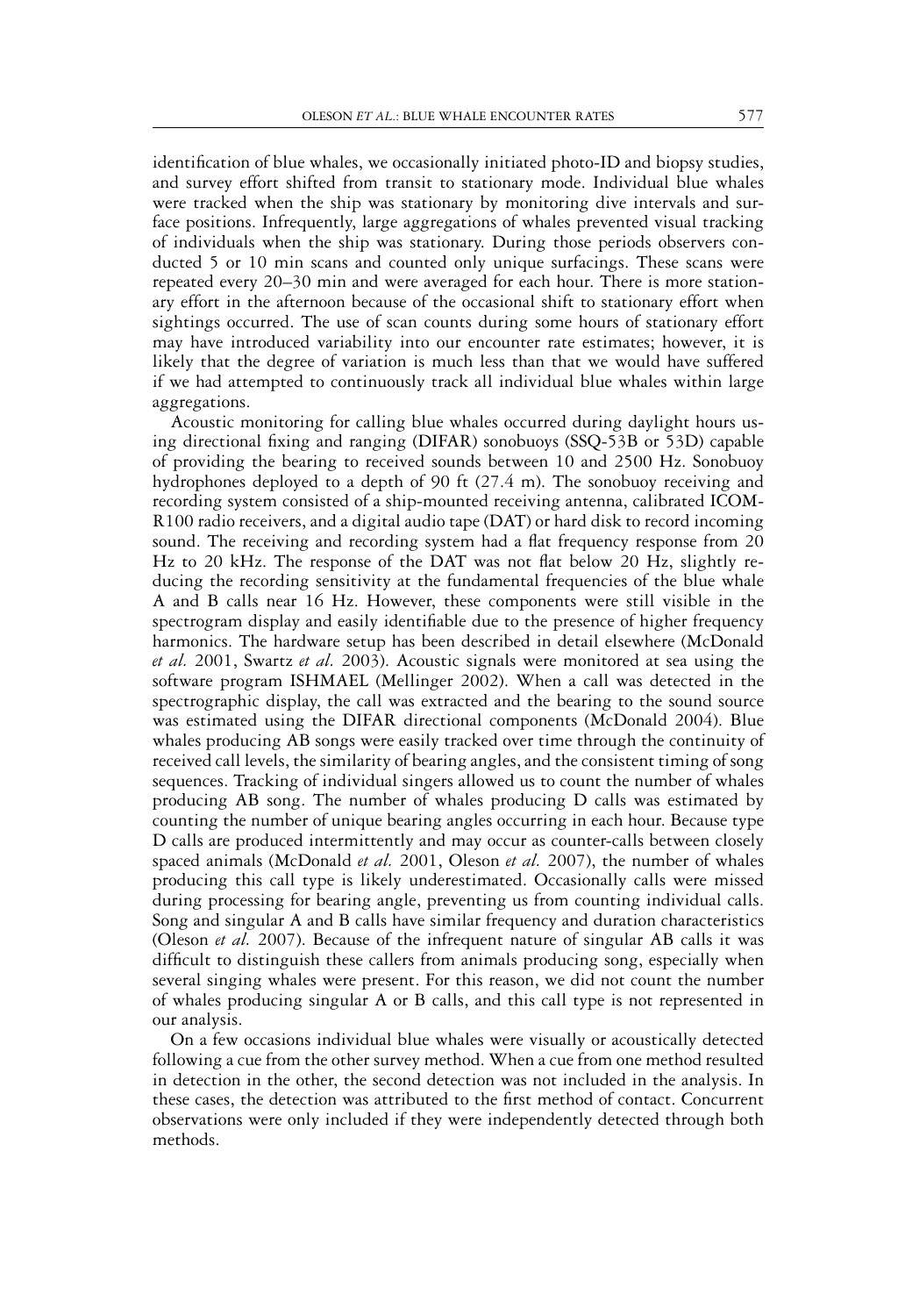identification of blue whales, we occasionally initiated photo-ID and biopsy studies, and survey effort shifted from transit to stationary mode. Individual blue whales were tracked when the ship was stationary by monitoring dive intervals and surface positions. Infrequently, large aggregations of whales prevented visual tracking of individuals when the ship was stationary. During those periods observers conducted 5 or 10 min scans and counted only unique surfacings. These scans were repeated every 20–30 min and were averaged for each hour. There is more stationary effort in the afternoon because of the occasional shift to stationary effort when sightings occurred. The use of scan counts during some hours of stationary effort may have introduced variability into our encounter rate estimates; however, it is likely that the degree of variation is much less than that we would have suffered if we had attempted to continuously track all individual blue whales within large aggregations.

Acoustic monitoring for calling blue whales occurred during daylight hours using directional fixing and ranging (DIFAR) sonobuoys (SSQ-53B or 53D) capable of providing the bearing to received sounds between 10 and 2500 Hz. Sonobuoy hydrophones deployed to a depth of 90 ft (27.4 m). The sonobuoy receiving and recording system consisted of a ship-mounted receiving antenna, calibrated ICOM-R100 radio receivers, and a digital audio tape (DAT) or hard disk to record incoming sound. The receiving and recording system had a flat frequency response from 20 Hz to 20 kHz. The response of the DAT was not flat below 20 Hz, slightly reducing the recording sensitivity at the fundamental frequencies of the blue whale A and B calls near 16 Hz. However, these components were still visible in the spectrogram display and easily identifiable due to the presence of higher frequency harmonics. The hardware setup has been described in detail elsewhere (McDonald *et al.* 2001, Swartz *et al.* 2003). Acoustic signals were monitored at sea using the software program ISHMAEL (Mellinger 2002). When a call was detected in the spectrographic display, the call was extracted and the bearing to the sound source was estimated using the DIFAR directional components (McDonald 2004). Blue whales producing AB songs were easily tracked over time through the continuity of received call levels, the similarity of bearing angles, and the consistent timing of song sequences. Tracking of individual singers allowed us to count the number of whales producing AB song. The number of whales producing D calls was estimated by counting the number of unique bearing angles occurring in each hour. Because type D calls are produced intermittently and may occur as counter-calls between closely spaced animals (McDonald *et al.* 2001, Oleson *et al.* 2007), the number of whales producing this call type is likely underestimated. Occasionally calls were missed during processing for bearing angle, preventing us from counting individual calls. Song and singular A and B calls have similar frequency and duration characteristics (Oleson *et al.* 2007). Because of the infrequent nature of singular AB calls it was difficult to distinguish these callers from animals producing song, especially when several singing whales were present. For this reason, we did not count the number of whales producing singular A or B calls, and this call type is not represented in our analysis.

On a few occasions individual blue whales were visually or acoustically detected following a cue from the other survey method. When a cue from one method resulted in detection in the other, the second detection was not included in the analysis. In these cases, the detection was attributed to the first method of contact. Concurrent observations were only included if they were independently detected through both methods.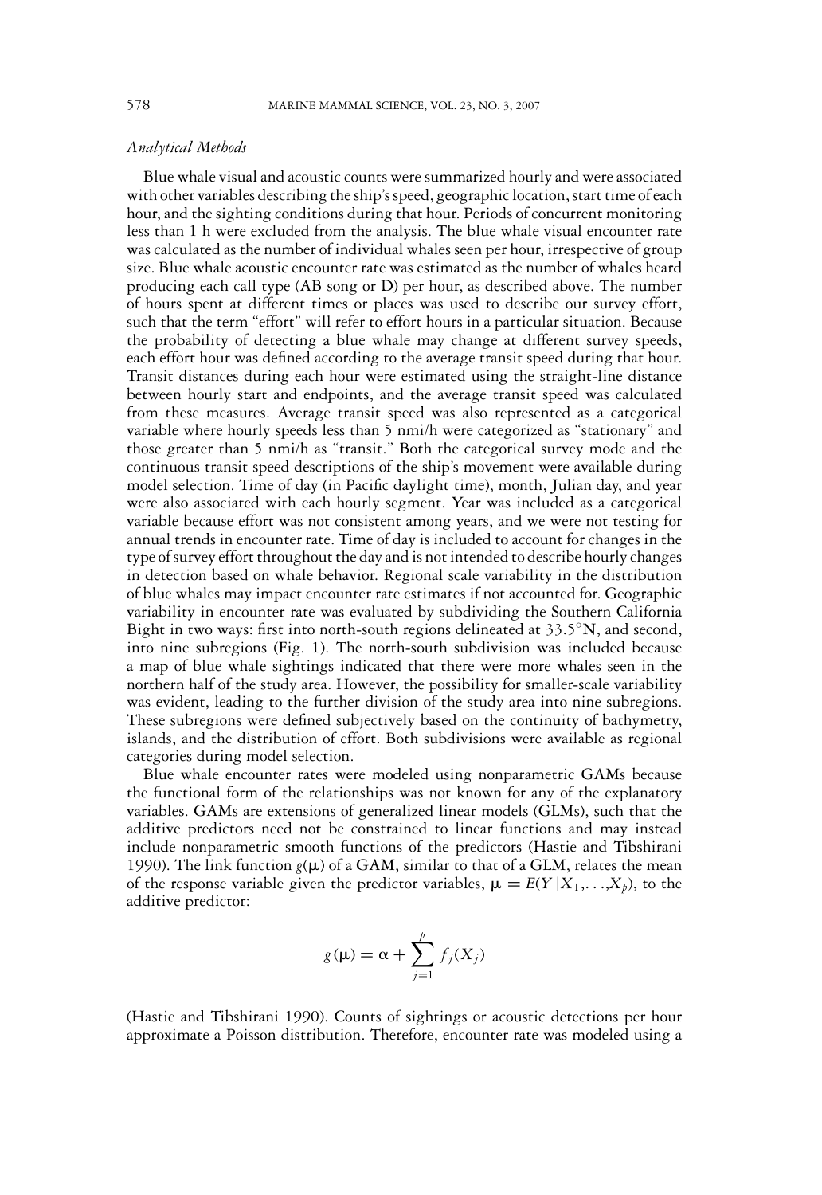*Analytical Methods*

Blue whale visual and acoustic counts were summarized hourly and were associated with other variables describing the ship's speed, geographic location, start time of each hour, and the sighting conditions during that hour. Periods of concurrent monitoring less than 1 h were excluded from the analysis. The blue whale visual encounter rate was calculated as the number of individual whales seen per hour, irrespective of group size. Blue whale acoustic encounter rate was estimated as the number of whales heard producing each call type (AB song or D) per hour, as described above. The number of hours spent at different times or places was used to describe our survey effort, such that the term "effort" will refer to effort hours in a particular situation. Because the probability of detecting a blue whale may change at different survey speeds, each effort hour was defined according to the average transit speed during that hour. Transit distances during each hour were estimated using the straight-line distance between hourly start and endpoints, and the average transit speed was calculated from these measures. Average transit speed was also represented as a categorical variable where hourly speeds less than 5 nmi/h were categorized as "stationary" and those greater than 5 nmi/h as "transit." Both the categorical survey mode and the continuous transit speed descriptions of the ship's movement were available during model selection. Time of day (in Pacific daylight time), month, Julian day, and year were also associated with each hourly segment. Year was included as a categorical variable because effort was not consistent among years, and we were not testing for annual trends in encounter rate. Time of day is included to account for changes in the type of survey effort throughout the day and is not intended to describe hourly changes in detection based on whale behavior. Regional scale variability in the distribution of blue whales may impact encounter rate estimates if not accounted for. Geographic variability in encounter rate was evaluated by subdividing the Southern California Bight in two ways: first into north-south regions delineated at 33.5°N, and second, into nine subregions (Fig. 1). The north-south subdivision was included because a map of blue whale sightings indicated that there were more whales seen in the northern half of the study area. However, the possibility for smaller-scale variability was evident, leading to the further division of the study area into nine subregions. These subregions were defined subjectively based on the continuity of bathymetry, islands, and the distribution of effort. Both subdivisions were available as regional categories during model selection.

Blue whale encounter rates were modeled using nonparametric GAMs because the functional form of the relationships was not known for any of the explanatory variables. GAMs are extensions of generalized linear models (GLMs), such that the additive predictors need not be constrained to linear functions and may instead include nonparametric smooth functions of the predictors (Hastie and Tibshirani 1990). The link function $g(\mu)$ of a GAM, similar to that of a GLM, relates the mean of the response variable given the predictor variables, $\mu = E(Y\,|X_1,\ldots,X_p)$, to the additive predictor:

$$g(\mu) = \alpha + \sum_{j=1}^{p} f_j(X_j)$$

(Hastie and Tibshirani 1990). Counts of sightings or acoustic detections per hour approximate a Poisson distribution. Therefore, encounter rate was modeled using a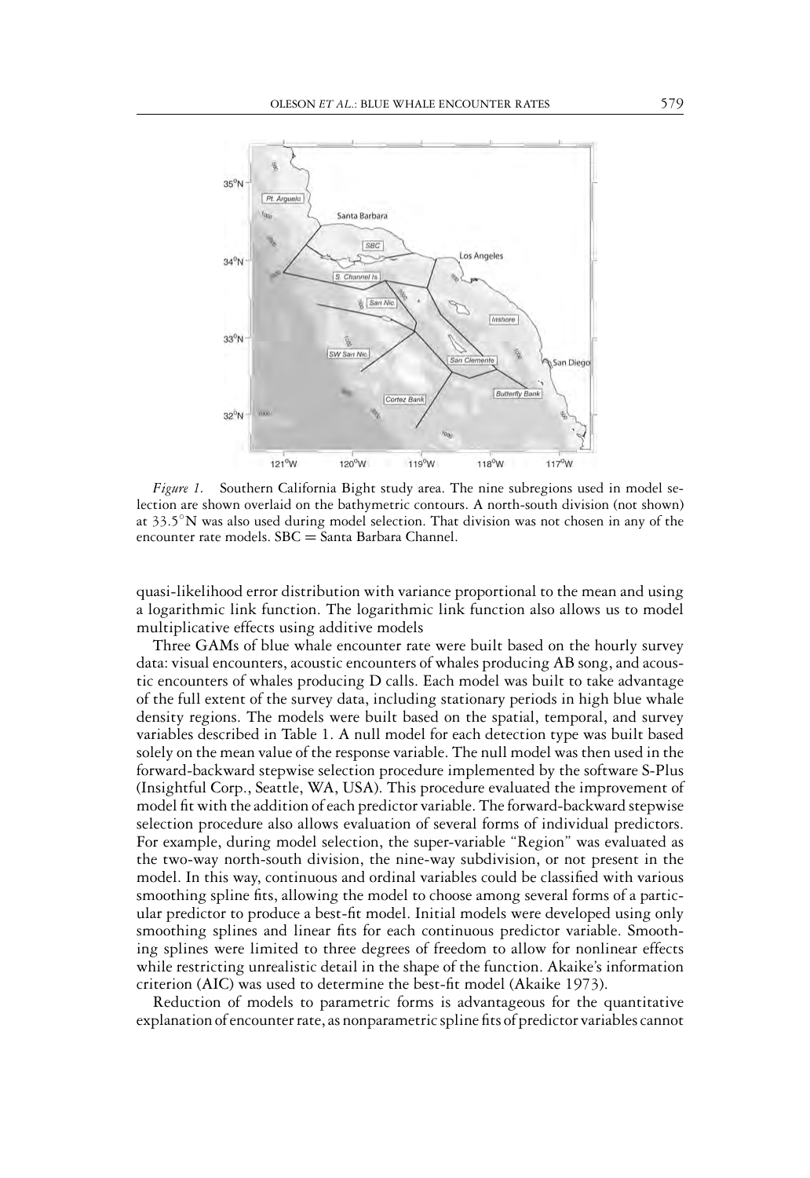*Figure 1.* Southern California Bight study area. The nine subregions used in model selection are shown overlaid on the bathymetric contours. A north-south division (not shown) at 33.5°N was also used during model selection. That division was not chosen in any of the encounter rate models. SBC = Santa Barbara Channel.

quasi-likelihood error distribution with variance proportional to the mean and using a logarithmic link function. The logarithmic link function also allows us to model multiplicative effects using additive models

Three GAMs of blue whale encounter rate were built based on the hourly survey data: visual encounters, acoustic encounters of whales producing AB song, and acoustic encounters of whales producing D calls. Each model was built to take advantage of the full extent of the survey data, including stationary periods in high blue whale density regions. The models were built based on the spatial, temporal, and survey variables described in Table 1. A null model for each detection type was built based solely on the mean value of the response variable. The null model was then used in the forward-backward stepwise selection procedure implemented by the software S-Plus (Insightful Corp., Seattle, WA, USA). This procedure evaluated the improvement of model fit with the addition of each predictor variable. The forward-backward stepwise selection procedure also allows evaluation of several forms of individual predictors. For example, during model selection, the super-variable "Region" was evaluated as the two-way north-south division, the nine-way subdivision, or not present in the model. In this way, continuous and ordinal variables could be classified with various smoothing spline fits, allowing the model to choose among several forms of a particular predictor to produce a best-fit model. Initial models were developed using only smoothing splines and linear fits for each continuous predictor variable. Smoothing splines were limited to three degrees of freedom to allow for nonlinear effects while restricting unrealistic detail in the shape of the function. Akaike's information criterion (AIC) was used to determine the best-fit model (Akaike 1973).

Reduction of models to parametric forms is advantageous for the quantitative explanation of encounter rate, as nonparametric spline fits of predictor variables cannot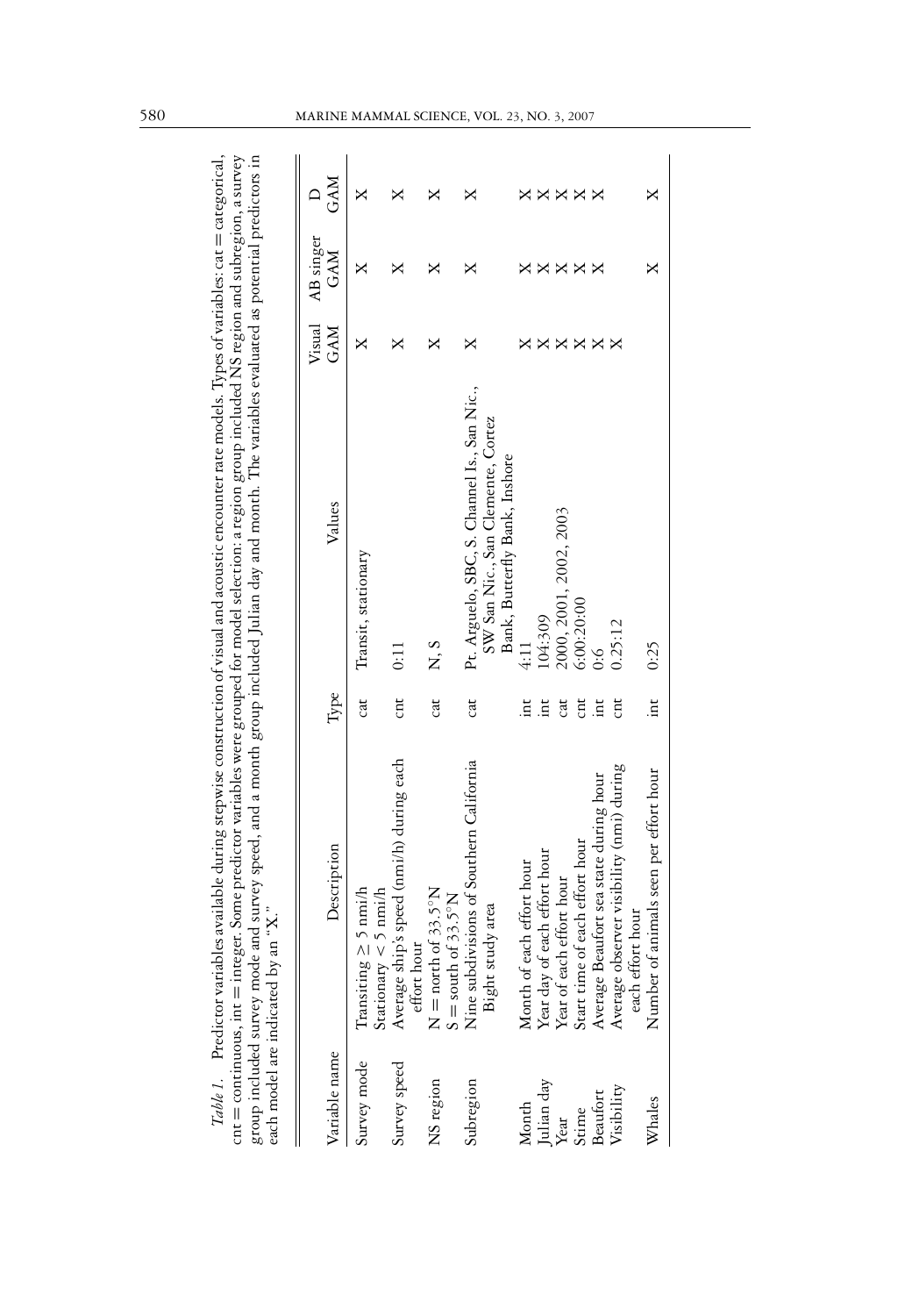*Table 1*. Predictor variables available during stepwise construction of visual and acoustic encounter rate models. Types of variables: cat = categorical, cnt = continuous, int = integer. Some predictor variables were grouped for model selection: a region group included NS region and subregion, a survey group included survey mode and survey speed, and a month group included Julian day and month. The variables evaluated as potential predictors in each model are indicated by an "X."

| Variable name | Description | Type | Values | Visual GAM | AB singer GAM | D GAM |
|---|---|---|---|---|---|---|
| Survey mode | Transiting ≥ 5 nmi/h<br>Stationary < 5 nmi/h | cat | Transit, stationary | X | X | X |
| Survey speed | Average ship's speed (nmi/h) during each effort hour | cnt | 0:11 | X | X | X |
| NS region | N = north of 33.5°N<br>S = south of 33.5°N | cat | N, S | X | X | X |
| Subregion | Nine subdivisions of Southern California Bight study area | cat | Pt. Arguelo, SBC, S. Channel Is., San Nic., SW San Nic., San Clemente, Cortez Bank, Butterfly Bank, Inshore | X | X | X |
| Month | Month of each effort hour | int | 4:11 | X | X | X |
| Julian day | Year day of each effort hour | int | 104:309 | X | X | X |
| Year | Year of each effort hour | cat | 2000, 2001, 2002, 2003 | X | X | X |
| Stime | Start time of each effort hour | cnt | 6:00:20:00 | X | X | X |
| Beaufort | Average Beaufort sea state during hour | int | 0:6 | X | X | X |
| Visibility | Average observer visibility (nmi) during each effort hour | cnt | 0.25:12 | X | | |
| Whales | Number of animals seen per effort hour | int | 0:25 | | X | X |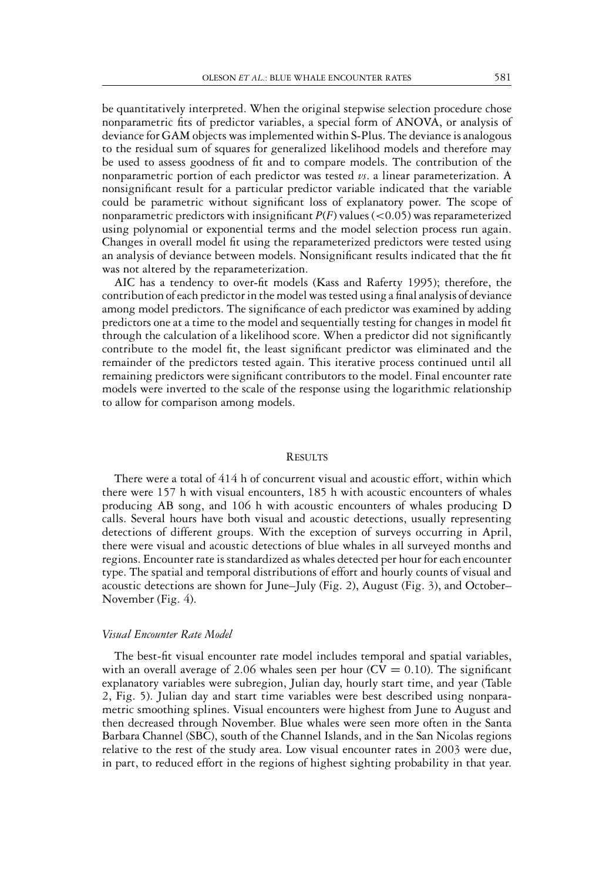be quantitatively interpreted. When the original stepwise selection procedure chose nonparametric fits of predictor variables, a special form of ANOVA, or analysis of deviance for GAM objects was implemented within S-Plus. The deviance is analogous to the residual sum of squares for generalized likelihood models and therefore may be used to assess goodness of fit and to compare models. The contribution of the nonparametric portion of each predictor was tested *vs*. a linear parameterization. A nonsignificant result for a particular predictor variable indicated that the variable could be parametric without significant loss of explanatory power. The scope of nonparametric predictors with insignificant $P(F)$ values ($<0.05$) was reparameterized using polynomial or exponential terms and the model selection process run again. Changes in overall model fit using the reparameterized predictors were tested using an analysis of deviance between models. Nonsignificant results indicated that the fit was not altered by the reparameterization.

AIC has a tendency to over-fit models (Kass and Raferty 1995); therefore, the contribution of each predictor in the model was tested using a final analysis of deviance among model predictors. The significance of each predictor was examined by adding predictors one at a time to the model and sequentially testing for changes in model fit through the calculation of a likelihood score. When a predictor did not significantly contribute to the model fit, the least significant predictor was eliminated and the remainder of the predictors tested again. This iterative process continued until all remaining predictors were significant contributors to the model. Final encounter rate models were inverted to the scale of the response using the logarithmic relationship to allow for comparison among models.

## Results

There were a total of 414 h of concurrent visual and acoustic effort, within which there were 157 h with visual encounters, 185 h with acoustic encounters of whales producing AB song, and 106 h with acoustic encounters of whales producing D calls. Several hours have both visual and acoustic detections, usually representing detections of different groups. With the exception of surveys occurring in April, there were visual and acoustic detections of blue whales in all surveyed months and regions. Encounter rate is standardized as whales detected per hour for each encounter type. The spatial and temporal distributions of effort and hourly counts of visual and acoustic detections are shown for June–July (Fig. 2), August (Fig. 3), and October–November (Fig. 4).

### *Visual Encounter Rate Model*

The best-fit visual encounter rate model includes temporal and spatial variables, with an overall average of 2.06 whales seen per hour ($CV = 0.10$). The significant explanatory variables were subregion, Julian day, hourly start time, and year (Table 2, Fig. 5). Julian day and start time variables were best described using nonparametric smoothing splines. Visual encounters were highest from June to August and then decreased through November. Blue whales were seen more often in the Santa Barbara Channel (SBC), south of the Channel Islands, and in the San Nicolas regions relative to the rest of the study area. Low visual encounter rates in 2003 were due, in part, to reduced effort in the regions of highest sighting probability in that year.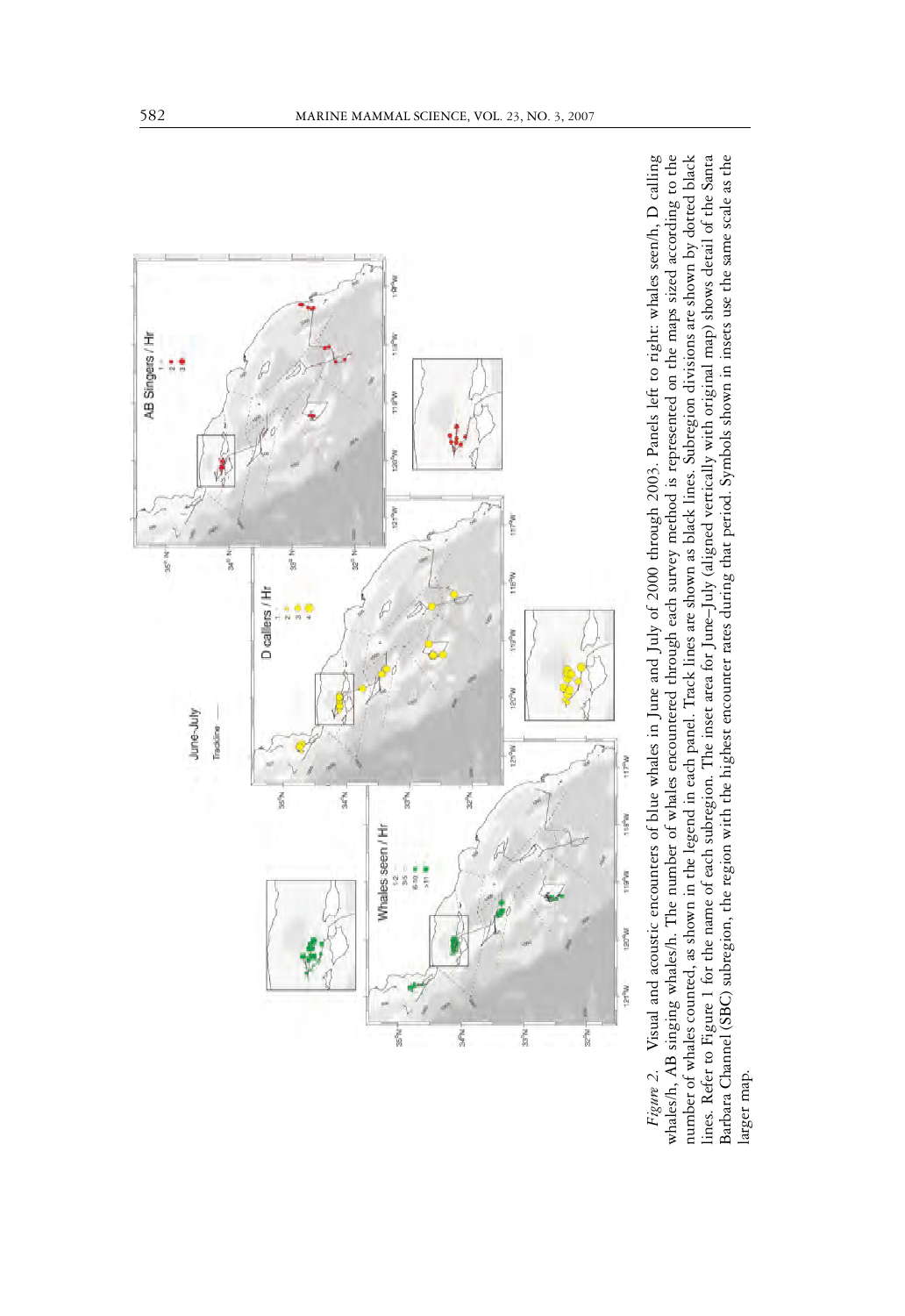*Figure 2.* Visual and acoustic encounters of blue whales in June and July of 2000 through 2003. Panels left to right: whales seen/h, D calling whales/h, AB singing whales/h. The number of whales encountered through each survey method is represented on the maps sized according to the number of whales counted, as shown in the legend in each panel. Track lines are shown as black lines. Subregion divisions are shown by dotted black lines. Refer to Figure 1 for the name of each subregion. The inset area for June–July (aligned vertically with original map) shows detail of the Santa Barbara Channel (SBC) subregion, the region with the highest encounter rates during that period. Symbols shown in insets use the same scale as the larger map.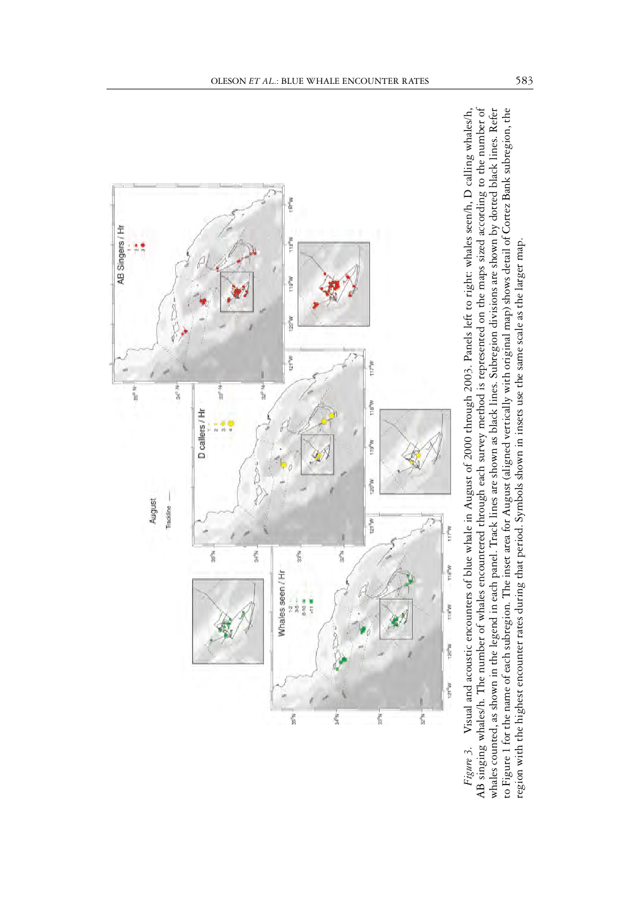*Figure 3.* Visual and acoustic encounters of blue whale in August of 2000 through 2003. Panels left to right: whales seen/h, D calling whales/h, AB singing whales/h. The number of whales encountered through each survey method is represented on the maps sized according to the number of whales counted, as shown in the legend in each panel. Track lines are shown as black lines. Subregion divisions are shown by dotted black lines. Refer to Figure 1 for the name of each subregion. The inset area for August (aligned vertically with original map) shows detail of Cortez Bank subregion, the region with the highest encounter rates during that period. Symbols shown in insets use the same scale as the larger map.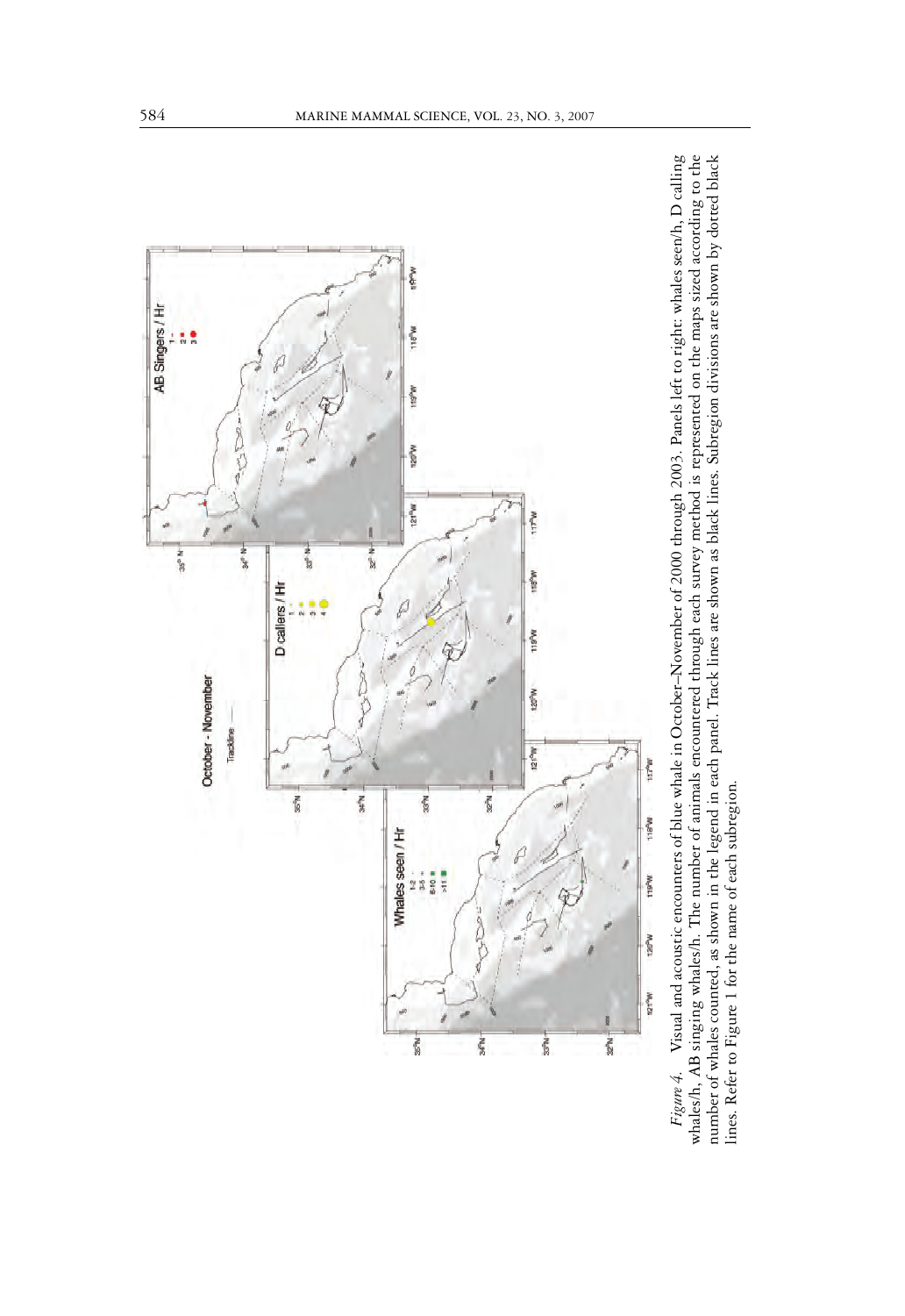*Figure 4.* Visual and acoustic encounters of blue whale in October–November of 2000 through 2003. Panels left to right: whales seen/h, D calling whales/h, AB singing whales/h. The number of animals encountered through each survey method is represented on the maps sized according to the number of whales counted, as shown in the legend in each panel. Track lines are shown as black lines. Subregion divisions are shown by dotted black lines. Refer to Figure 1 for the name of each subregion.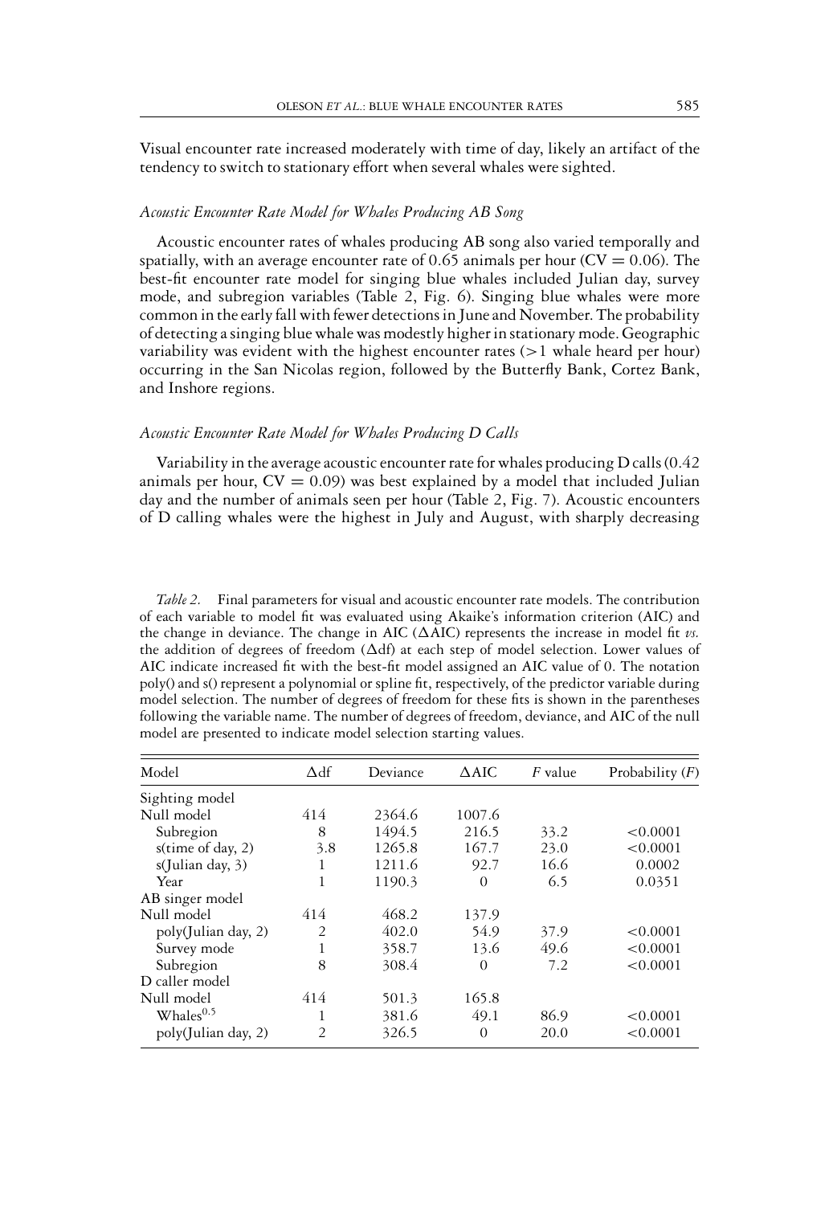Visual encounter rate increased moderately with time of day, likely an artifact of the tendency to switch to stationary effort when several whales were sighted.

### *Acoustic Encounter Rate Model for Whales Producing AB Song*

Acoustic encounter rates of whales producing AB song also varied temporally and spatially, with an average encounter rate of 0.65 animals per hour ($CV = 0.06$). The best-fit encounter rate model for singing blue whales included Julian day, survey mode, and subregion variables (Table 2, Fig. 6). Singing blue whales were more common in the early fall with fewer detections in June and November. The probability of detecting a singing blue whale was modestly higher in stationary mode. Geographic variability was evident with the highest encounter rates (>1 whale heard per hour) occurring in the San Nicolas region, followed by the Butterfly Bank, Cortez Bank, and Inshore regions.

### *Acoustic Encounter Rate Model for Whales Producing D Calls*

Variability in the average acoustic encounter rate for whales producing D calls (0.42 animals per hour, $CV = 0.09$) was best explained by a model that included Julian day and the number of animals seen per hour (Table 2, Fig. 7). Acoustic encounters of D calling whales were the highest in July and August, with sharply decreasing

*Table 2.* Final parameters for visual and acoustic encounter rate models. The contribution of each variable to model fit was evaluated using Akaike's information criterion (AIC) and the change in deviance. The change in AIC ($\Delta$AIC) represents the increase in model fit *vs.* the addition of degrees of freedom ($\Delta$df) at each step of model selection. Lower values of AIC indicate increased fit with the best-fit model assigned an AIC value of 0. The notation poly() and s() represent a polynomial or spline fit, respectively, of the predictor variable during model selection. The number of degrees of freedom for these fits is shown in the parentheses following the variable name. The number of degrees of freedom, deviance, and AIC of the null model are presented to indicate model selection starting values.

| Model | $\Delta$df | Deviance | $\Delta$AIC | *F* value | Probability (*F*) |
|---|---|---|---|---|---|
| Sighting model | | | | | |
| Null model | 414 | 2364.6 | 1007.6 | | |
| Subregion | 8 | 1494.5 | 216.5 | 33.2 | <0.0001 |
| s(time of day, 2) | 3.8 | 1265.8 | 167.7 | 23.0 | <0.0001 |
| s(Julian day, 3) | 1 | 1211.6 | 92.7 | 16.6 | 0.0002 |
| Year | 1 | 1190.3 | 0 | 6.5 | 0.0351 |
| AB singer model | | | | | |
| Null model | 414 | 468.2 | 137.9 | | |
| poly(Julian day, 2) | 2 | 402.0 | 54.9 | 37.9 | <0.0001 |
| Survey mode | 1 | 358.7 | 13.6 | 49.6 | <0.0001 |
| Subregion | 8 | 308.4 | 0 | 7.2 | <0.0001 |
| D caller model | | | | | |
| Null model | 414 | 501.3 | 165.8 | | |
| $\text{Whales}^{0.5}$ | 1 | 381.6 | 49.1 | 86.9 | <0.0001 |
| poly(Julian day, 2) | 2 | 326.5 | 0 | 20.0 | <0.0001 |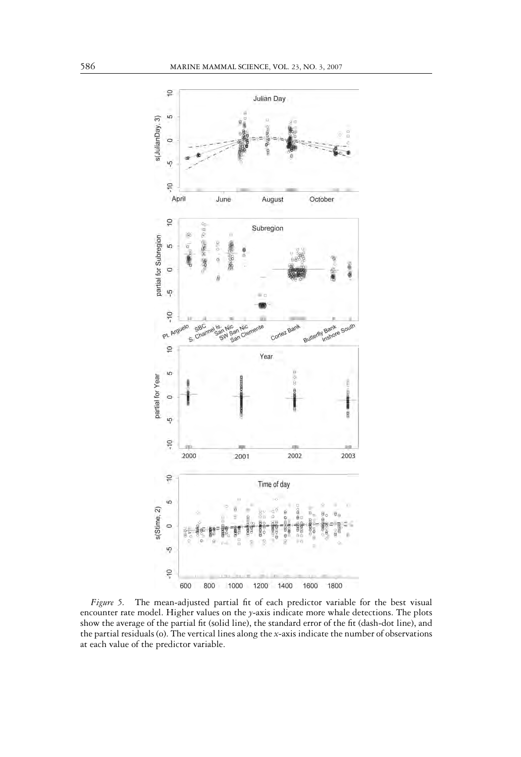*Figure 5.* The mean-adjusted partial fit of each predictor variable for the best visual encounter rate model. Higher values on the *y*-axis indicate more whale detections. The plots show the average of the partial fit (solid line), the standard error of the fit (dash-dot line), and the partial residuals (o). The vertical lines along the *x*-axis indicate the number of observations at each value of the predictor variable.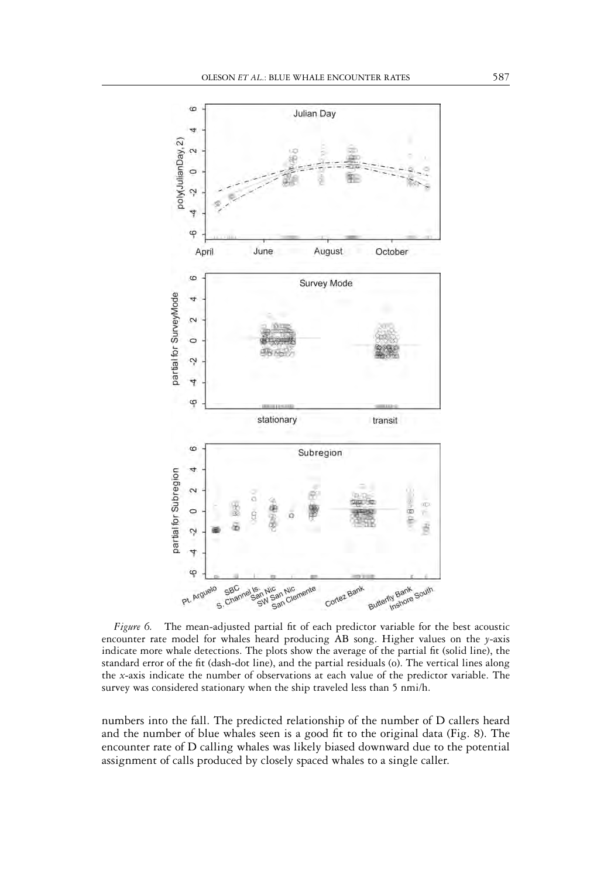*Figure 6.* The mean-adjusted partial fit of each predictor variable for the best acoustic encounter rate model for whales heard producing AB song. Higher values on the $y$-axis indicate more whale detections. The plots show the average of the partial fit (solid line), the standard error of the fit (dash-dot line), and the partial residuals (o). The vertical lines along the $x$-axis indicate the number of observations at each value of the predictor variable. The survey was considered stationary when the ship traveled less than 5 nmi/h.

numbers into the fall. The predicted relationship of the number of D callers heard and the number of blue whales seen is a good fit to the original data (Fig. 8). The encounter rate of D calling whales was likely biased downward due to the potential assignment of calls produced by closely spaced whales to a single caller.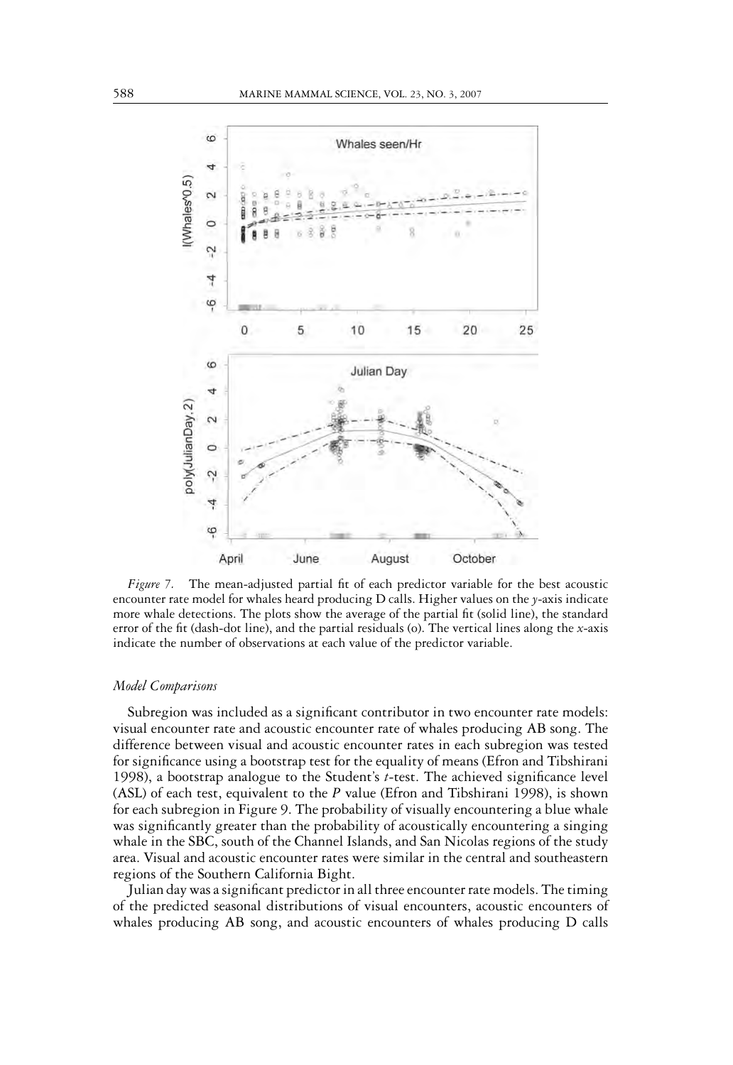*Figure 7.* The mean-adjusted partial fit of each predictor variable for the best acoustic encounter rate model for whales heard producing D calls. Higher values on the *y*-axis indicate more whale detections. The plots show the average of the partial fit (solid line), the standard error of the fit (dash-dot line), and the partial residuals (o). The vertical lines along the *x*-axis indicate the number of observations at each value of the predictor variable.

### *Model Comparisons*

Subregion was included as a significant contributor in two encounter rate models: visual encounter rate and acoustic encounter rate of whales producing AB song. The difference between visual and acoustic encounter rates in each subregion was tested for significance using a bootstrap test for the equality of means (Efron and Tibshirani 1998), a bootstrap analogue to the Student's *t*-test. The achieved significance level (ASL) of each test, equivalent to the *P* value (Efron and Tibshirani 1998), is shown for each subregion in Figure 9. The probability of visually encountering a blue whale was significantly greater than the probability of acoustically encountering a singing whale in the SBC, south of the Channel Islands, and San Nicolas regions of the study area. Visual and acoustic encounter rates were similar in the central and southeastern regions of the Southern California Bight.

Julian day was a significant predictor in all three encounter rate models. The timing of the predicted seasonal distributions of visual encounters, acoustic encounters of whales producing AB song, and acoustic encounters of whales producing D calls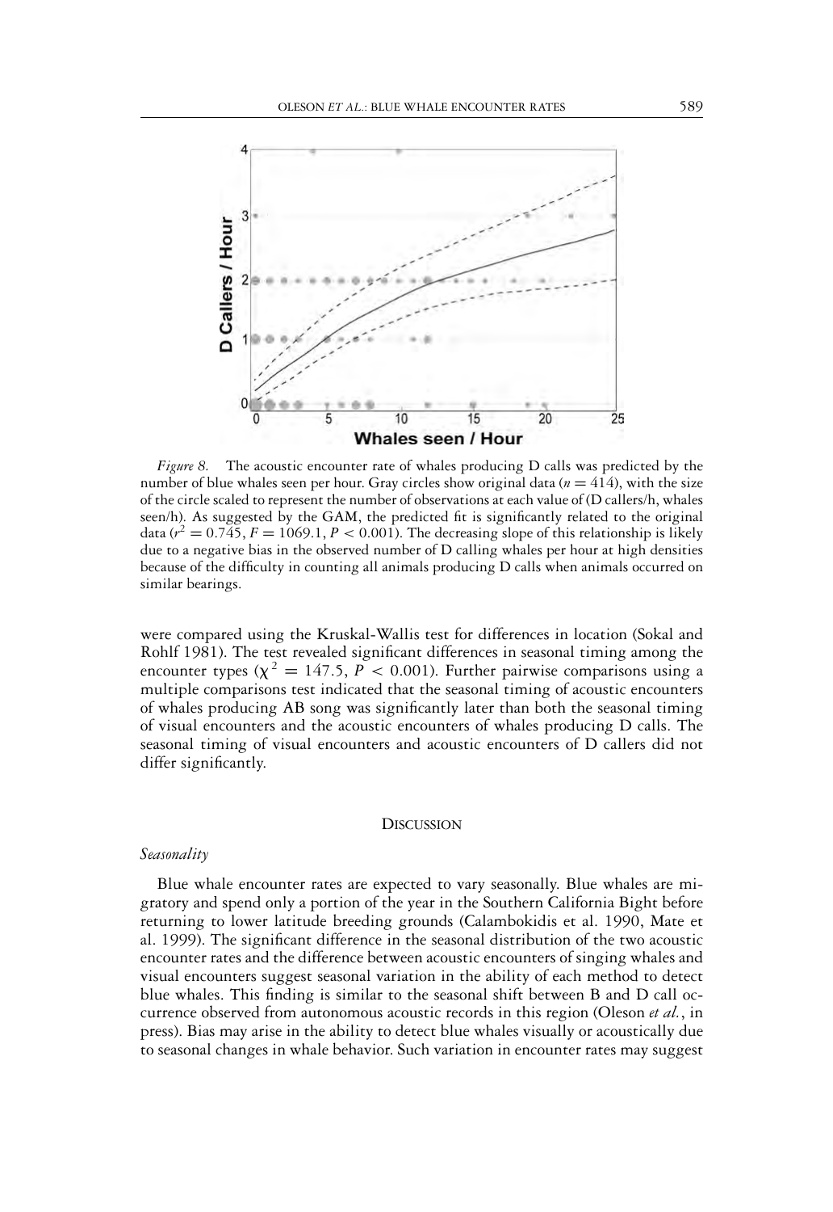*Figure 8.* The acoustic encounter rate of whales producing D calls was predicted by the number of blue whales seen per hour. Gray circles show original data ($n = 414$), with the size of the circle scaled to represent the number of observations at each value of (D callers/h, whales seen/h). As suggested by the GAM, the predicted fit is significantly related to the original data ($r^2 = 0.745$, $F = 1069.1$, $P < 0.001$). The decreasing slope of this relationship is likely due to a negative bias in the observed number of D calling whales per hour at high densities because of the difficulty in counting all animals producing D calls when animals occurred on similar bearings.

were compared using the Kruskal-Wallis test for differences in location (Sokal and Rohlf 1981). The test revealed significant differences in seasonal timing among the encounter types ($\chi^2 = 147.5$, $P < 0.001$). Further pairwise comparisons using a multiple comparisons test indicated that the seasonal timing of acoustic encounters of whales producing AB song was significantly later than both the seasonal timing of visual encounters and the acoustic encounters of whales producing D calls. The seasonal timing of visual encounters and acoustic encounters of D callers did not differ significantly.

## Discussion

### *Seasonality*

Blue whale encounter rates are expected to vary seasonally. Blue whales are migratory and spend only a portion of the year in the Southern California Bight before returning to lower latitude breeding grounds (Calambokidis et al. 1990, Mate et al. 1999). The significant difference in the seasonal distribution of the two acoustic encounter rates and the difference between acoustic encounters of singing whales and visual encounters suggest seasonal variation in the ability of each method to detect blue whales. This finding is similar to the seasonal shift between B and D call occurrence observed from autonomous acoustic records in this region (Oleson *et al.*, in press). Bias may arise in the ability to detect blue whales visually or acoustically due to seasonal changes in whale behavior. Such variation in encounter rates may suggest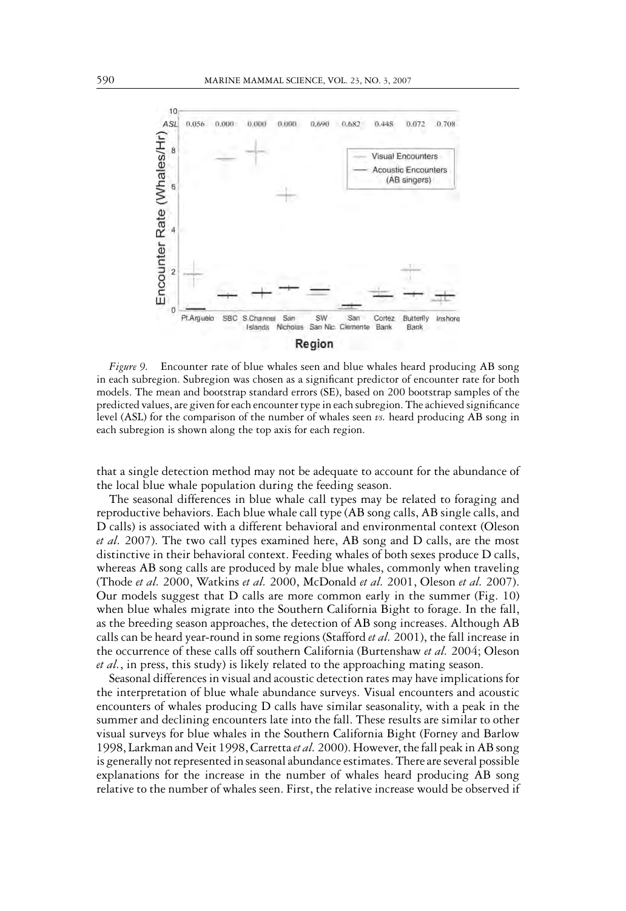*Figure 9.* Encounter rate of blue whales seen and blue whales heard producing AB song in each subregion. Subregion was chosen as a significant predictor of encounter rate for both models. The mean and bootstrap standard errors (SE), based on 200 bootstrap samples of the predicted values, are given for each encounter type in each subregion. The achieved significance level (ASL) for the comparison of the number of whales seen *vs.* heard producing AB song in each subregion is shown along the top axis for each region.

that a single detection method may not be adequate to account for the abundance of the local blue whale population during the feeding season.

The seasonal differences in blue whale call types may be related to foraging and reproductive behaviors. Each blue whale call type (AB song calls, AB single calls, and D calls) is associated with a different behavioral and environmental context (Oleson *et al.* 2007). The two call types examined here, AB song and D calls, are the most distinctive in their behavioral context. Feeding whales of both sexes produce D calls, whereas AB song calls are produced by male blue whales, commonly when traveling (Thode *et al.* 2000, Watkins *et al.* 2000, McDonald *et al.* 2001, Oleson *et al.* 2007). Our models suggest that D calls are more common early in the summer (Fig. 10) when blue whales migrate into the Southern California Bight to forage. In the fall, as the breeding season approaches, the detection of AB song increases. Although AB calls can be heard year-round in some regions (Stafford *et al.* 2001), the fall increase in the occurrence of these calls off southern California (Burtenshaw *et al.* 2004; Oleson *et al.*, in press, this study) is likely related to the approaching mating season.

Seasonal differences in visual and acoustic detection rates may have implications for the interpretation of blue whale abundance surveys. Visual encounters and acoustic encounters of whales producing D calls have similar seasonality, with a peak in the summer and declining encounters late into the fall. These results are similar to other visual surveys for blue whales in the Southern California Bight (Forney and Barlow 1998, Larkman and Veit 1998, Carretta *et al.* 2000). However, the fall peak in AB song is generally not represented in seasonal abundance estimates. There are several possible explanations for the increase in the number of whales heard producing AB song relative to the number of whales seen. First, the relative increase would be observed if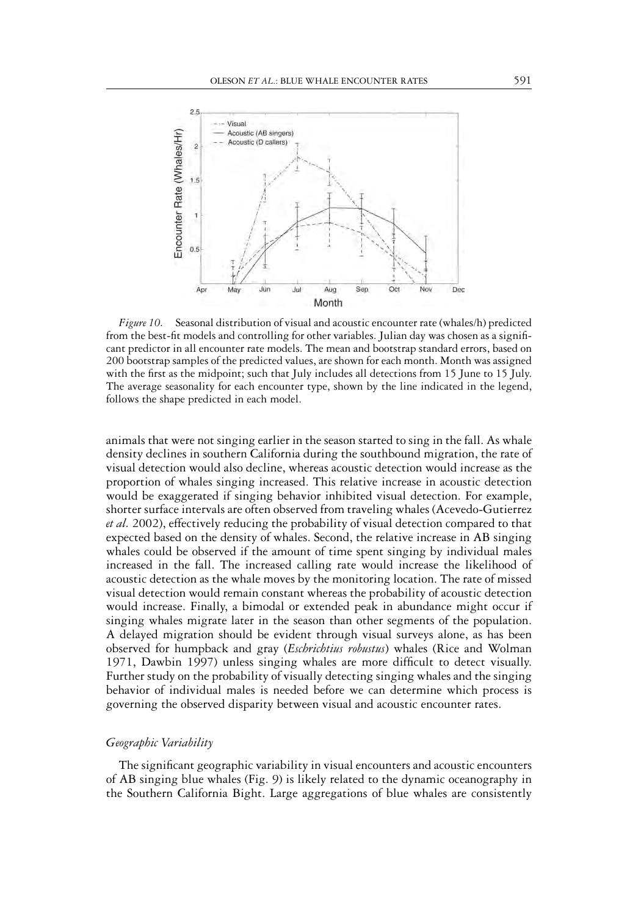2.5

Visual

Acoustic (AB singers)

Acoustic (D callers)

Encounter Rate (Whales/Hr)

2

1.5

1

0.5

Apr May Jun Jul Aug Sep Oct Nov Dec

Month

*Figure 10.* Seasonal distribution of visual and acoustic encounter rate (whales/h) predicted from the best-fit models and controlling for other variables. Julian day was chosen as a significant predictor in all encounter rate models. The mean and bootstrap standard errors, based on 200 bootstrap samples of the predicted values, are shown for each month. Month was assigned with the first as the midpoint; such that July includes all detections from 15 June to 15 July. The average seasonality for each encounter type, shown by the line indicated in the legend, follows the shape predicted in each model.

animals that were not singing earlier in the season started to sing in the fall. As whale density declines in southern California during the southbound migration, the rate of visual detection would also decline, whereas acoustic detection would increase as the proportion of whales singing increased. This relative increase in acoustic detection would be exaggerated if singing behavior inhibited visual detection. For example, shorter surface intervals are often observed from traveling whales (Acevedo-Gutierrez *et al.* 2002), effectively reducing the probability of visual detection compared to that expected based on the density of whales. Second, the relative increase in AB singing whales could be observed if the amount of time spent singing by individual males increased in the fall. The increased calling rate would increase the likelihood of acoustic detection as the whale moves by the monitoring location. The rate of missed visual detection would remain constant whereas the probability of acoustic detection would increase. Finally, a bimodal or extended peak in abundance might occur if singing whales migrate later in the season than other segments of the population. A delayed migration should be evident through visual surveys alone, as has been observed for humpback and gray (*Eschrichtius robustus*) whales (Rice and Wolman 1971, Dawbin 1997) unless singing whales are more difficult to detect visually. Further study on the probability of visually detecting singing whales and the singing behavior of individual males is needed before we can determine which process is governing the observed disparity between visual and acoustic encounter rates.

### *Geographic Variability*

The significant geographic variability in visual encounters and acoustic encounters of AB singing blue whales (Fig. 9) is likely related to the dynamic oceanography in the Southern California Bight. Large aggregations of blue whales are consistently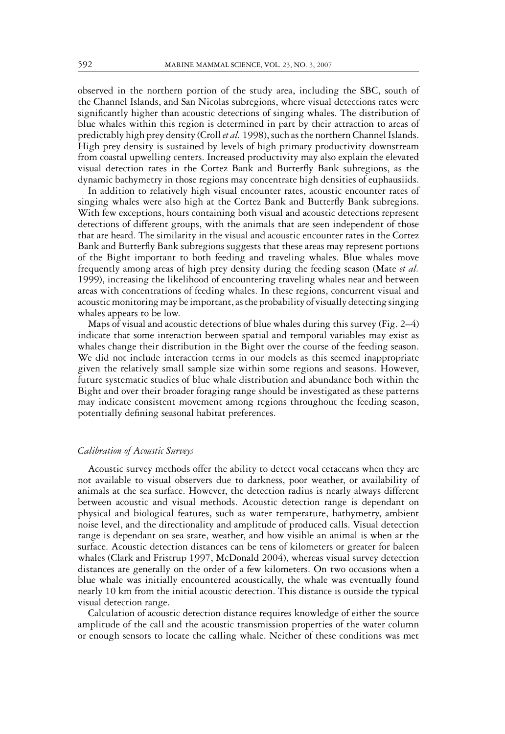observed in the northern portion of the study area, including the SBC, south of the Channel Islands, and San Nicolas subregions, where visual detections rates were significantly higher than acoustic detections of singing whales. The distribution of blue whales within this region is determined in part by their attraction to areas of predictably high prey density (Croll *et al.* 1998), such as the northern Channel Islands. High prey density is sustained by levels of high primary productivity downstream from coastal upwelling centers. Increased productivity may also explain the elevated visual detection rates in the Cortez Bank and Butterfly Bank subregions, as the dynamic bathymetry in those regions may concentrate high densities of euphausiids.

In addition to relatively high visual encounter rates, acoustic encounter rates of singing whales were also high at the Cortez Bank and Butterfly Bank subregions. With few exceptions, hours containing both visual and acoustic detections represent detections of different groups, with the animals that are seen independent of those that are heard. The similarity in the visual and acoustic encounter rates in the Cortez Bank and Butterfly Bank subregions suggests that these areas may represent portions of the Bight important to both feeding and traveling whales. Blue whales move frequently among areas of high prey density during the feeding season (Mate *et al.* 1999), increasing the likelihood of encountering traveling whales near and between areas with concentrations of feeding whales. In these regions, concurrent visual and acoustic monitoring may be important, as the probability of visually detecting singing whales appears to be low.

Maps of visual and acoustic detections of blue whales during this survey (Fig. 2–4) indicate that some interaction between spatial and temporal variables may exist as whales change their distribution in the Bight over the course of the feeding season. We did not include interaction terms in our models as this seemed inappropriate given the relatively small sample size within some regions and seasons. However, future systematic studies of blue whale distribution and abundance both within the Bight and over their broader foraging range should be investigated as these patterns may indicate consistent movement among regions throughout the feeding season, potentially defining seasonal habitat preferences.

### *Calibration of Acoustic Surveys*

Acoustic survey methods offer the ability to detect vocal cetaceans when they are not available to visual observers due to darkness, poor weather, or availability of animals at the sea surface. However, the detection radius is nearly always different between acoustic and visual methods. Acoustic detection range is dependant on physical and biological features, such as water temperature, bathymetry, ambient noise level, and the directionality and amplitude of produced calls. Visual detection range is dependant on sea state, weather, and how visible an animal is when at the surface. Acoustic detection distances can be tens of kilometers or greater for baleen whales (Clark and Fristrup 1997, McDonald 2004), whereas visual survey detection distances are generally on the order of a few kilometers. On two occasions when a blue whale was initially encountered acoustically, the whale was eventually found nearly 10 km from the initial acoustic detection. This distance is outside the typical visual detection range.

Calculation of acoustic detection distance requires knowledge of either the source amplitude of the call and the acoustic transmission properties of the water column or enough sensors to locate the calling whale. Neither of these conditions was met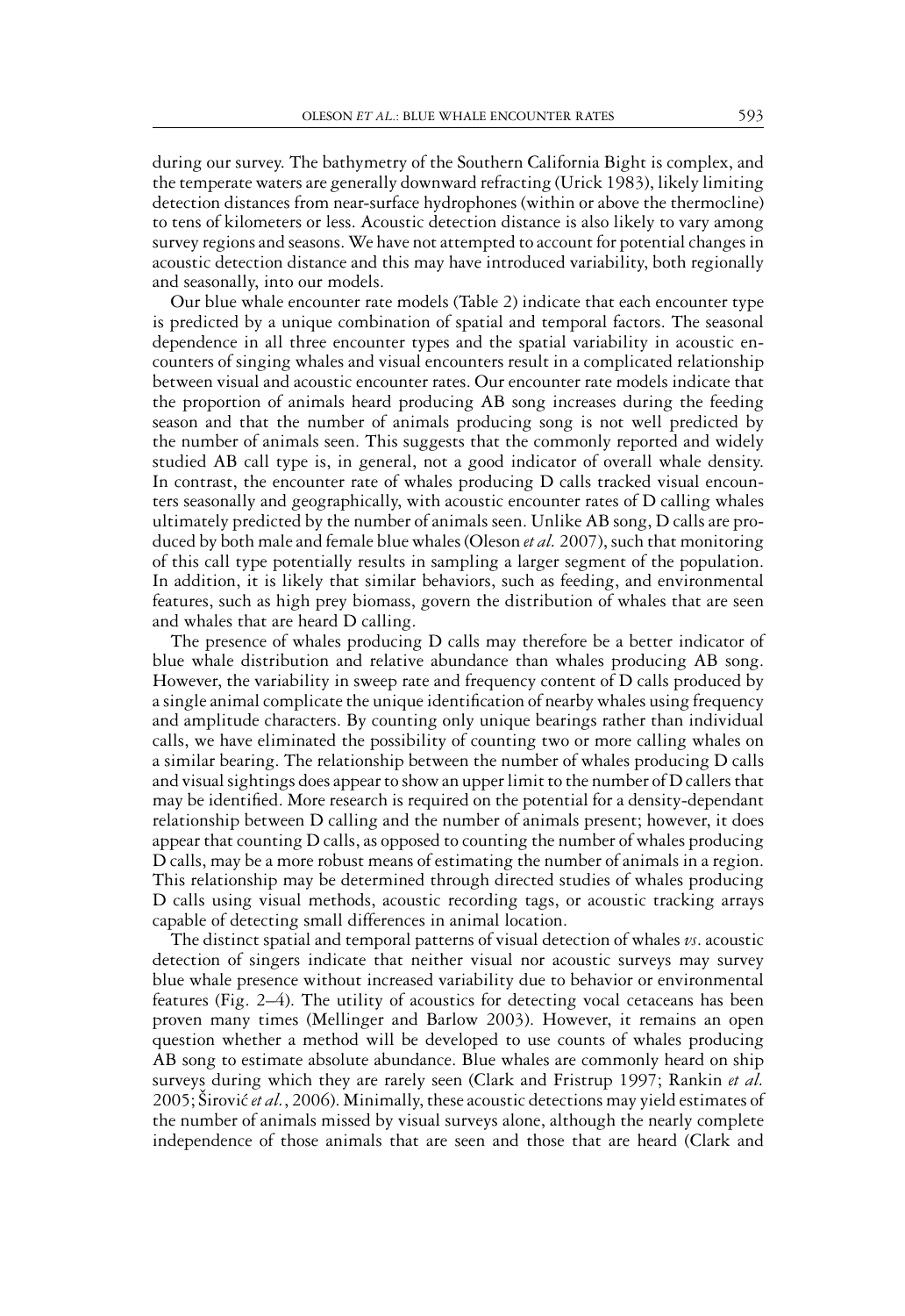during our survey. The bathymetry of the Southern California Bight is complex, and the temperate waters are generally downward refracting (Urick 1983), likely limiting detection distances from near-surface hydrophones (within or above the thermocline) to tens of kilometers or less. Acoustic detection distance is also likely to vary among survey regions and seasons. We have not attempted to account for potential changes in acoustic detection distance and this may have introduced variability, both regionally and seasonally, into our models.

Our blue whale encounter rate models (Table 2) indicate that each encounter type is predicted by a unique combination of spatial and temporal factors. The seasonal dependence in all three encounter types and the spatial variability in acoustic encounters of singing whales and visual encounters result in a complicated relationship between visual and acoustic encounter rates. Our encounter rate models indicate that the proportion of animals heard producing AB song increases during the feeding season and that the number of animals producing song is not well predicted by the number of animals seen. This suggests that the commonly reported and widely studied AB call type is, in general, not a good indicator of overall whale density. In contrast, the encounter rate of whales producing D calls tracked visual encounters seasonally and geographically, with acoustic encounter rates of D calling whales ultimately predicted by the number of animals seen. Unlike AB song, D calls are produced by both male and female blue whales (Oleson *et al.* 2007), such that monitoring of this call type potentially results in sampling a larger segment of the population. In addition, it is likely that similar behaviors, such as feeding, and environmental features, such as high prey biomass, govern the distribution of whales that are seen and whales that are heard D calling.

The presence of whales producing D calls may therefore be a better indicator of blue whale distribution and relative abundance than whales producing AB song. However, the variability in sweep rate and frequency content of D calls produced by a single animal complicate the unique identification of nearby whales using frequency and amplitude characters. By counting only unique bearings rather than individual calls, we have eliminated the possibility of counting two or more calling whales on a similar bearing. The relationship between the number of whales producing D calls and visual sightings does appear to show an upper limit to the number of D callers that may be identified. More research is required on the potential for a density-dependant relationship between D calling and the number of animals present; however, it does appear that counting D calls, as opposed to counting the number of whales producing D calls, may be a more robust means of estimating the number of animals in a region. This relationship may be determined through directed studies of whales producing D calls using visual methods, acoustic recording tags, or acoustic tracking arrays capable of detecting small differences in animal location.

The distinct spatial and temporal patterns of visual detection of whales *vs*. acoustic detection of singers indicate that neither visual nor acoustic surveys may survey blue whale presence without increased variability due to behavior or environmental features (Fig. 2–4). The utility of acoustics for detecting vocal cetaceans has been proven many times (Mellinger and Barlow 2003). However, it remains an open question whether a method will be developed to use counts of whales producing AB song to estimate absolute abundance. Blue whales are commonly heard on ship surveys during which they are rarely seen (Clark and Fristrup 1997; Rankin *et al.* 2005; Širović *et al.*, 2006). Minimally, these acoustic detections may yield estimates of the number of animals missed by visual surveys alone, although the nearly complete independence of those animals that are seen and those that are heard (Clark and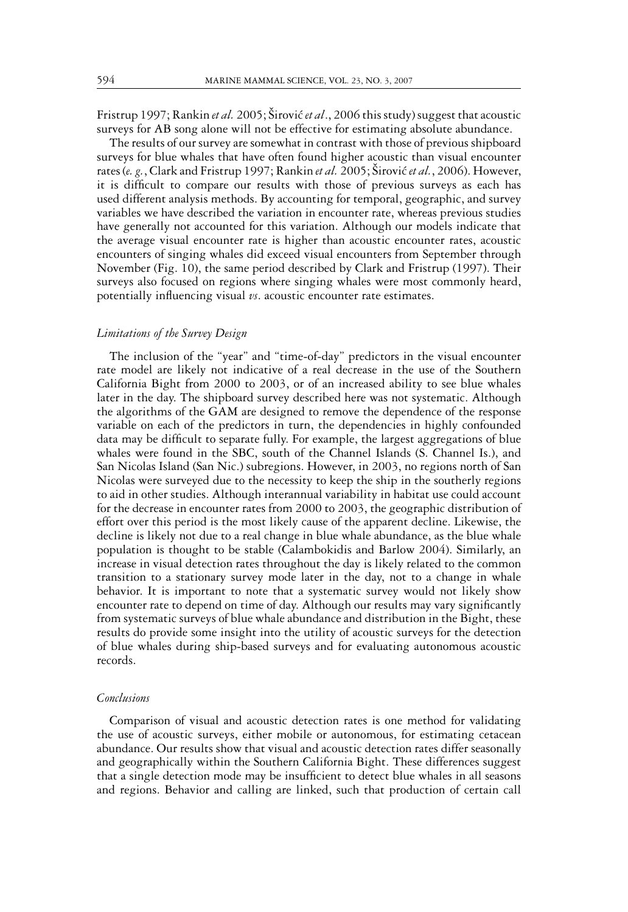Fristrup 1997; Rankin *et al.* 2005; Širović *et al*., 2006 this study) suggest that acoustic surveys for AB song alone will not be effective for estimating absolute abundance.

The results of our survey are somewhat in contrast with those of previous shipboard surveys for blue whales that have often found higher acoustic than visual encounter rates (*e. g.*, Clark and Fristrup 1997; Rankin *et al.* 2005; Širović *et al.*, 2006). However, it is difficult to compare our results with those of previous surveys as each has used different analysis methods. By accounting for temporal, geographic, and survey variables we have described the variation in encounter rate, whereas previous studies have generally not accounted for this variation. Although our models indicate that the average visual encounter rate is higher than acoustic encounter rates, acoustic encounters of singing whales did exceed visual encounters from September through November (Fig. 10), the same period described by Clark and Fristrup (1997). Their surveys also focused on regions where singing whales were most commonly heard, potentially influencing visual *vs*. acoustic encounter rate estimates.

### *Limitations of the Survey Design*

The inclusion of the "year" and "time-of-day" predictors in the visual encounter rate model are likely not indicative of a real decrease in the use of the Southern California Bight from 2000 to 2003, or of an increased ability to see blue whales later in the day. The shipboard survey described here was not systematic. Although the algorithms of the GAM are designed to remove the dependence of the response variable on each of the predictors in turn, the dependencies in highly confounded data may be difficult to separate fully. For example, the largest aggregations of blue whales were found in the SBC, south of the Channel Islands (S. Channel Is.), and San Nicolas Island (San Nic.) subregions. However, in 2003, no regions north of San Nicolas were surveyed due to the necessity to keep the ship in the southerly regions to aid in other studies. Although interannual variability in habitat use could account for the decrease in encounter rates from 2000 to 2003, the geographic distribution of effort over this period is the most likely cause of the apparent decline. Likewise, the decline is likely not due to a real change in blue whale abundance, as the blue whale population is thought to be stable (Calambokidis and Barlow 2004). Similarly, an increase in visual detection rates throughout the day is likely related to the common transition to a stationary survey mode later in the day, not to a change in whale behavior. It is important to note that a systematic survey would not likely show encounter rate to depend on time of day. Although our results may vary significantly from systematic surveys of blue whale abundance and distribution in the Bight, these results do provide some insight into the utility of acoustic surveys for the detection of blue whales during ship-based surveys and for evaluating autonomous acoustic records.

### *Conclusions*

Comparison of visual and acoustic detection rates is one method for validating the use of acoustic surveys, either mobile or autonomous, for estimating cetacean abundance. Our results show that visual and acoustic detection rates differ seasonally and geographically within the Southern California Bight. These differences suggest that a single detection mode may be insufficient to detect blue whales in all seasons and regions. Behavior and calling are linked, such that production of certain call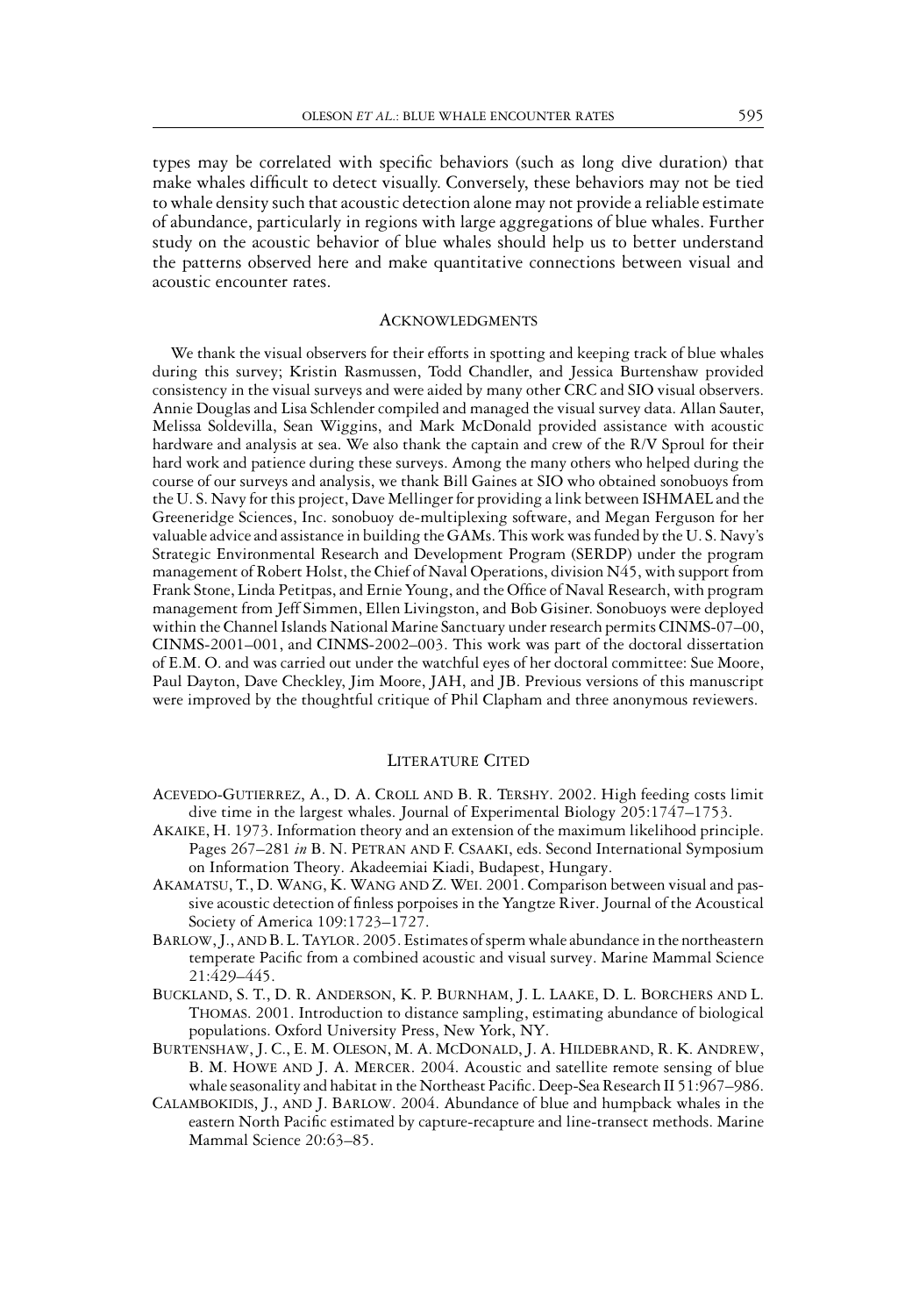types may be correlated with specific behaviors (such as long dive duration) that make whales difficult to detect visually. Conversely, these behaviors may not be tied to whale density such that acoustic detection alone may not provide a reliable estimate of abundance, particularly in regions with large aggregations of blue whales. Further study on the acoustic behavior of blue whales should help us to better understand the patterns observed here and make quantitative connections between visual and acoustic encounter rates.

## Acknowledgments

We thank the visual observers for their efforts in spotting and keeping track of blue whales during this survey; Kristin Rasmussen, Todd Chandler, and Jessica Burtenshaw provided consistency in the visual surveys and were aided by many other CRC and SIO visual observers. Annie Douglas and Lisa Schlender compiled and managed the visual survey data. Allan Sauter, Melissa Soldevilla, Sean Wiggins, and Mark McDonald provided assistance with acoustic hardware and analysis at sea. We also thank the captain and crew of the R/V Sproul for their hard work and patience during these surveys. Among the many others who helped during the course of our surveys and analysis, we thank Bill Gaines at SIO who obtained sonobuoys from the U. S. Navy for this project, Dave Mellinger for providing a link between ISHMAEL and the Greeneridge Sciences, Inc. sonobuoy de-multiplexing software, and Megan Ferguson for her valuable advice and assistance in building the GAMs. This work was funded by the U. S. Navy's Strategic Environmental Research and Development Program (SERDP) under the program management of Robert Holst, the Chief of Naval Operations, division N45, with support from Frank Stone, Linda Petitpas, and Ernie Young, and the Office of Naval Research, with program management from Jeff Simmen, Ellen Livingston, and Bob Gisiner. Sonobuoys were deployed within the Channel Islands National Marine Sanctuary under research permits CINMS-07–00, CINMS-2001–001, and CINMS-2002–003. This work was part of the doctoral dissertation of E.M. O. and was carried out under the watchful eyes of her doctoral committee: Sue Moore, Paul Dayton, Dave Checkley, Jim Moore, JAH, and JB. Previous versions of this manuscript were improved by the thoughtful critique of Phil Clapham and three anonymous reviewers.

## Literature Cited

Acevedo-Gutierrez, A., D. A. Croll and B. R. Tershy. 2002. High feeding costs limit dive time in the largest whales. Journal of Experimental Biology 205:1747–1753.

Akaike, H. 1973. Information theory and an extension of the maximum likelihood principle. Pages 267–281 *in* B. N. Petran and F. Csaaki, eds. Second International Symposium on Information Theory. Akadeemiai Kiadi, Budapest, Hungary.

Akamatsu, T., D. Wang, K. Wang and Z. Wei. 2001. Comparison between visual and passive acoustic detection of finless porpoises in the Yangtze River. Journal of the Acoustical Society of America 109:1723–1727.

Barlow, J., and B. L. Taylor. 2005. Estimates of sperm whale abundance in the northeastern temperate Pacific from a combined acoustic and visual survey. Marine Mammal Science 21:429–445.

Buckland, S. T., D. R. Anderson, K. P. Burnham, J. L. Laake, D. L. Borchers and L. Thomas. 2001. Introduction to distance sampling, estimating abundance of biological populations. Oxford University Press, New York, NY.

Burtenshaw, J. C., E. M. Oleson, M. A. McDonald, J. A. Hildebrand, R. K. Andrew, B. M. Howe and J. A. Mercer. 2004. Acoustic and satellite remote sensing of blue whale seasonality and habitat in the Northeast Pacific. Deep-Sea Research II 51:967–986.

Calambokidis, J., and J. Barlow. 2004. Abundance of blue and humpback whales in the eastern North Pacific estimated by capture-recapture and line-transect methods. Marine Mammal Science 20:63–85.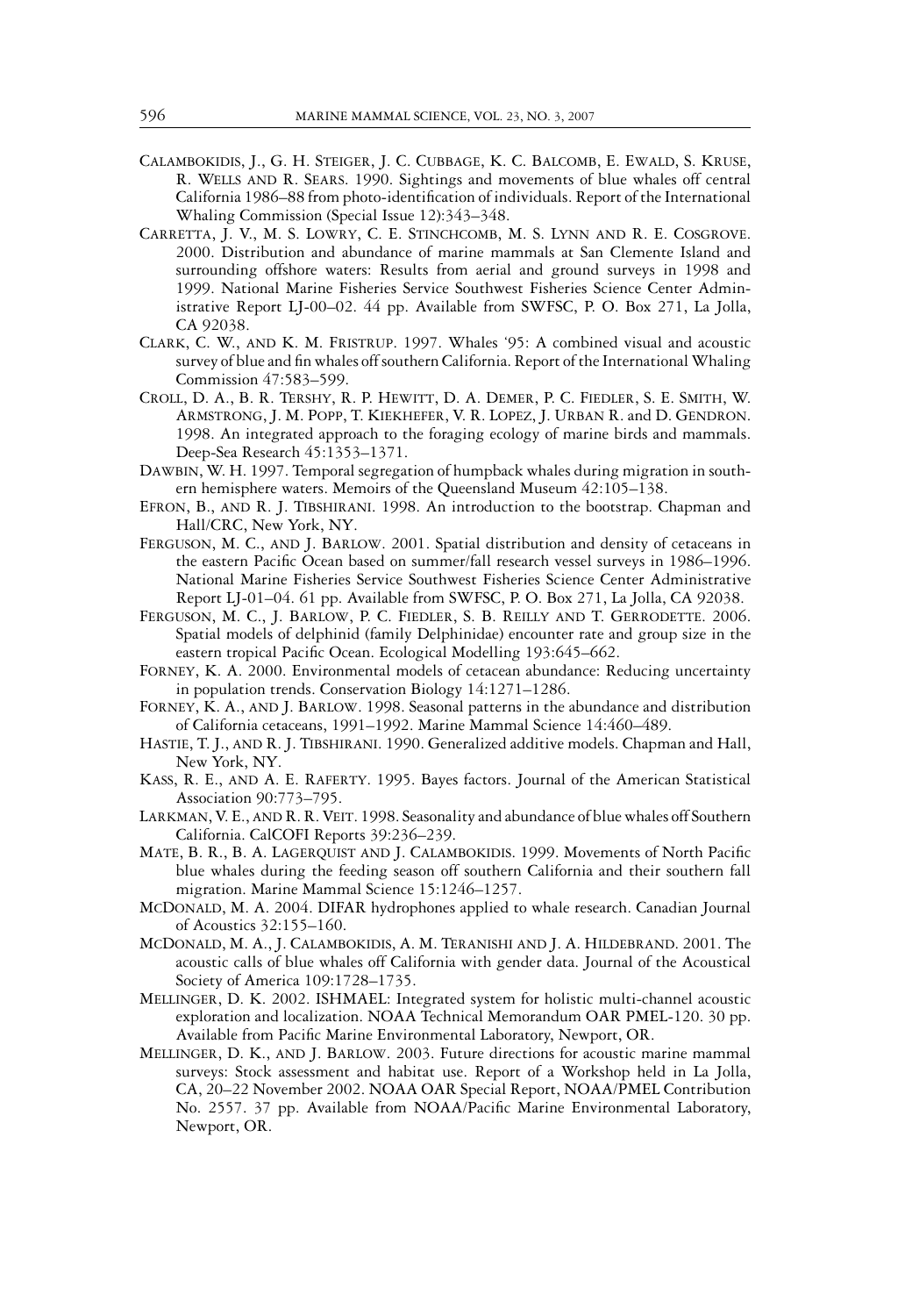Calambokidis, J., G. H. Steiger, J. C. Cubbage, K. C. Balcomb, E. Ewald, S. Kruse, R. Wells and R. Sears. 1990. Sightings and movements of blue whales off central California 1986–88 from photo-identification of individuals. Report of the International Whaling Commission (Special Issue 12):343–348.

Carretta, J. V., M. S. Lowry, C. E. Stinchcomb, M. S. Lynn and R. E. Cosgrove. 2000. Distribution and abundance of marine mammals at San Clemente Island and surrounding offshore waters: Results from aerial and ground surveys in 1998 and 1999. National Marine Fisheries Service Southwest Fisheries Science Center Administrative Report LJ-00–02. 44 pp. Available from SWFSC, P. O. Box 271, La Jolla, CA 92038.

Clark, C. W., and K. M. Fristrup. 1997. Whales '95: A combined visual and acoustic survey of blue and fin whales off southern California. Report of the International Whaling Commission 47:583–599.

Croll, D. A., B. R. Tershy, R. P. Hewitt, D. A. Demer, P. C. Fiedler, S. E. Smith, W. Armstrong, J. M. Popp, T. Kiekhefer, V. R. Lopez, J. Urban R. and D. Gendron. 1998. An integrated approach to the foraging ecology of marine birds and mammals. Deep-Sea Research 45:1353–1371.

Dawbin, W. H. 1997. Temporal segregation of humpback whales during migration in southern hemisphere waters. Memoirs of the Queensland Museum 42:105–138.

Efron, B., and R. J. Tibshirani. 1998. An introduction to the bootstrap. Chapman and Hall/CRC, New York, NY.

Ferguson, M. C., and J. Barlow. 2001. Spatial distribution and density of cetaceans in the eastern Pacific Ocean based on summer/fall research vessel surveys in 1986–1996. National Marine Fisheries Service Southwest Fisheries Science Center Administrative Report LJ-01–04. 61 pp. Available from SWFSC, P. O. Box 271, La Jolla, CA 92038.

Ferguson, M. C., J. Barlow, P. C. Fiedler, S. B. Reilly and T. Gerrodette. 2006. Spatial models of delphinid (family Delphinidae) encounter rate and group size in the eastern tropical Pacific Ocean. Ecological Modelling 193:645–662.

Forney, K. A. 2000. Environmental models of cetacean abundance: Reducing uncertainty in population trends. Conservation Biology 14:1271–1286.

Forney, K. A., and J. Barlow. 1998. Seasonal patterns in the abundance and distribution of California cetaceans, 1991–1992. Marine Mammal Science 14:460–489.

Hastie, T. J., and R. J. Tibshirani. 1990. Generalized additive models. Chapman and Hall, New York, NY.

Kass, R. E., and A. E. Raferty. 1995. Bayes factors. Journal of the American Statistical Association 90:773–795.

Larkman, V. E., and R. R. Veit. 1998. Seasonality and abundance of blue whales off Southern California. CalCOFI Reports 39:236–239.

Mate, B. R., B. A. Lagerquist and J. Calambokidis. 1999. Movements of North Pacific blue whales during the feeding season off southern California and their southern fall migration. Marine Mammal Science 15:1246–1257.

McDonald, M. A. 2004. DIFAR hydrophones applied to whale research. Canadian Journal of Acoustics 32:155–160.

McDonald, M. A., J. Calambokidis, A. M. Teranishi and J. A. Hildebrand. 2001. The acoustic calls of blue whales off California with gender data. Journal of the Acoustical Society of America 109:1728–1735.

Mellinger, D. K. 2002. ISHMAEL: Integrated system for holistic multi-channel acoustic exploration and localization. NOAA Technical Memorandum OAR PMEL-120. 30 pp. Available from Pacific Marine Environmental Laboratory, Newport, OR.

Mellinger, D. K., and J. Barlow. 2003. Future directions for acoustic marine mammal surveys: Stock assessment and habitat use. Report of a Workshop held in La Jolla, CA, 20–22 November 2002. NOAA OAR Special Report, NOAA/PMEL Contribution No. 2557. 37 pp. Available from NOAA/Pacific Marine Environmental Laboratory, Newport, OR.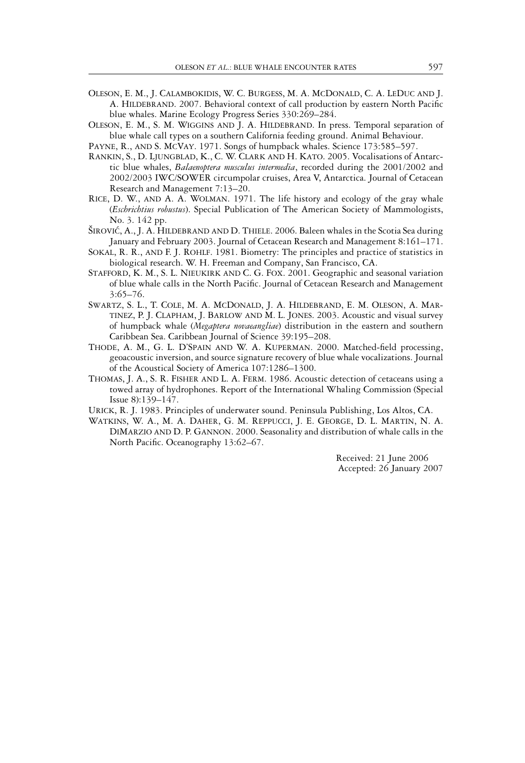Oleson, E. M., J. Calambokidis, W. C. Burgess, M. A. McDonald, C. A. LeDuc and J. A. Hildebrand. 2007. Behavioral context of call production by eastern North Pacific blue whales. Marine Ecology Progress Series 330:269–284.

Oleson, E. M., S. M. Wiggins and J. A. Hildebrand. In press. Temporal separation of blue whale call types on a southern California feeding ground. Animal Behaviour.

Payne, R., and S. McVay. 1971. Songs of humpback whales. Science 173:585–597.

Rankin, S., D. Ljungblad, K., C. W. Clark and H. Kato. 2005. Vocalisations of Antarctic blue whales, *Balaenoptera musculus intermedia*, recorded during the 2001/2002 and 2002/2003 IWC/SOWER circumpolar cruises, Area V, Antarctica. Journal of Cetacean Research and Management 7:13–20.

Rice, D. W., and A. A. Wolman. 1971. The life history and ecology of the gray whale (*Eschrichtius robustus*). Special Publication of The American Society of Mammologists, No. 3. 142 pp.

Širović, A., J. A. Hildebrand and D. Thiele. 2006. Baleen whales in the Scotia Sea during January and February 2003. Journal of Cetacean Research and Management 8:161–171.

Sokal, R. R., and F. J. Rohlf. 1981. Biometry: The principles and practice of statistics in biological research. W. H. Freeman and Company, San Francisco, CA.

Stafford, K. M., S. L. Nieukirk and C. G. Fox. 2001. Geographic and seasonal variation of blue whale calls in the North Pacific. Journal of Cetacean Research and Management 3:65–76.

Swartz, S. L., T. Cole, M. A. McDonald, J. A. Hildebrand, E. M. Oleson, A. Martinez, P. J. Clapham, J. Barlow and M. L. Jones. 2003. Acoustic and visual survey of humpback whale (*Megaptera novaeangliae*) distribution in the eastern and southern Caribbean Sea. Caribbean Journal of Science 39:195–208.

Thode, A. M., G. L. D'Spain and W. A. Kuperman. 2000. Matched-field processing, geoacoustic inversion, and source signature recovery of blue whale vocalizations. Journal of the Acoustical Society of America 107:1286–1300.

Thomas, J. A., S. R. Fisher and L. A. Ferm. 1986. Acoustic detection of cetaceans using a towed array of hydrophones. Report of the International Whaling Commission (Special Issue 8):139–147.

Urick, R. J. 1983. Principles of underwater sound. Peninsula Publishing, Los Altos, CA.

Watkins, W. A., M. A. Daher, G. M. Reppucci, J. E. George, D. L. Martin, N. A. DiMarzio and D. P. Gannon. 2000. Seasonality and distribution of whale calls in the North Pacific. Oceanography 13:62–67.

Received: 21 June 2006
Accepted: 26 January 2007